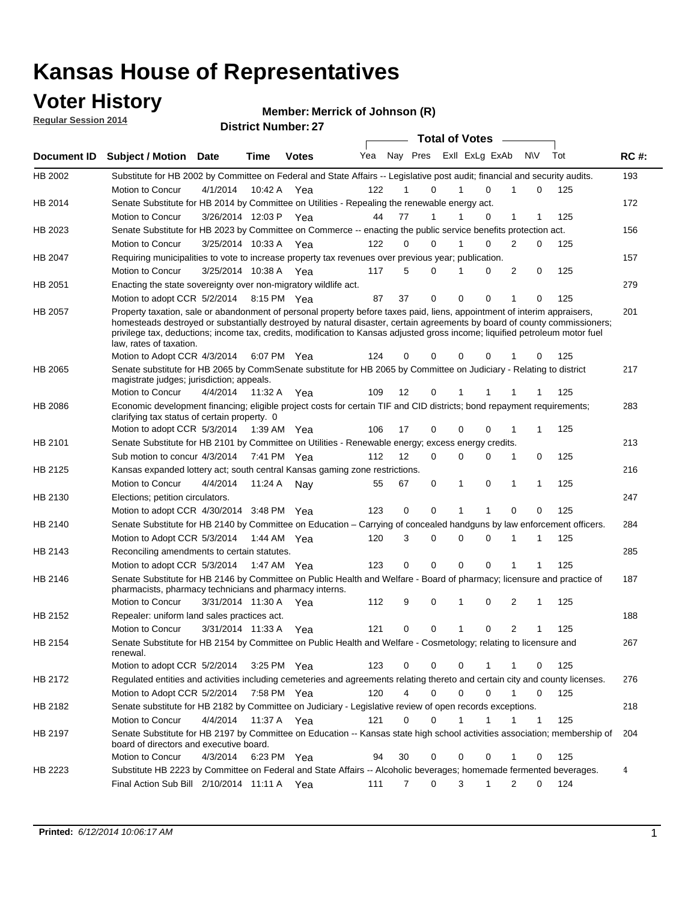# Kansas House of Representatives

## Voter History

**Regular Session 2014**

**Member: Merrick of Johnson (R)**

**District Number: 27**

| Document ID | Subject / Motion | Date | Time | Votes | Yea | Nay | Pres | ExII | ExLg | ExAb | N\V | Tot | RC #: |
|---|---|---|---|---|---|---|---|---|---|---|---|---|---|
| HB 2002 | Substitute for HB 2002 by Committee on Federal and State Affairs -- Legislative post audit; financial and security audits. | | | | | | | | | | | | 193 |
| | Motion to Concur | 4/1/2014 | 10:42 A | Yea | 122 | 1 | 0 | 1 | 0 | 1 | 0 | 125 | |
| HB 2014 | Senate Substitute for HB 2014 by Committee on Utilities - Repealing the renewable energy act. | | | | | | | | | | | | 172 |
| | Motion to Concur | 3/26/2014 | 12:03 P | Yea | 44 | 77 | 1 | 1 | 0 | 1 | 1 | 125 | |
| HB 2023 | Senate Substitute for HB 2023 by Committee on Commerce -- enacting the public service benefits protection act. | | | | | | | | | | | | 156 |
| | Motion to Concur | 3/25/2014 | 10:33 A | Yea | 122 | 0 | 0 | 1 | 0 | 2 | 0 | 125 | |
| HB 2047 | Requiring municipalities to vote to increase property tax revenues over previous year; publication. | | | | | | | | | | | | 157 |
| | Motion to Concur | 3/25/2014 | 10:38 A | Yea | 117 | 5 | 0 | 1 | 0 | 2 | 0 | 125 | |
| HB 2051 | Enacting the state sovereignty over non-migratory wildlife act. | | | | | | | | | | | | 279 |
| | Motion to adopt CCR | 5/2/2014 | 8:15 PM | Yea | 87 | 37 | 0 | 0 | 0 | 1 | 0 | 125 | |
| HB 2057 | Property taxation, sale or abandonment of personal property before taxes paid, liens, appointment of interim appraisers, homesteads destroyed or substantially destroyed by natural disaster, certain agreements by board of county commissioners; privilege tax, deductions; income tax, credits, modification to Kansas adjusted gross income; liquified petroleum motor fuel law, rates of taxation. | | | | | | | | | | | | 201 |
| | Motion to Adopt CCR | 4/3/2014 | 6:07 PM | Yea | 124 | 0 | 0 | 0 | 0 | 1 | 0 | 125 | |
| HB 2065 | Senate substitute for HB 2065 by CommSenate substitute for HB 2065 by Committee on Judiciary - Relating to district magistrate judges; jurisdiction; appeals. | | | | | | | | | | | | 217 |
| | Motion to Concur | 4/4/2014 | 11:32 A | Yea | 109 | 12 | 0 | 1 | 1 | 1 | 1 | 125 | |
| HB 2086 | Economic development financing; eligible project costs for certain TIF and CID districts; bond repayment requirements; clarifying tax status of certain property. 0 | | | | | | | | | | | | 283 |
| | Motion to adopt CCR | 5/3/2014 | 1:39 AM | Yea | 106 | 17 | 0 | 0 | 0 | 1 | 1 | 125 | |
| HB 2101 | Senate Substitute for HB 2101 by Committee on Utilities - Renewable energy; excess energy credits. | | | | | | | | | | | | 213 |
| | Sub motion to concur | 4/3/2014 | 7:41 PM | Yea | 112 | 12 | 0 | 0 | 0 | 1 | 0 | 125 | |
| HB 2125 | Kansas expanded lottery act; south central Kansas gaming zone restrictions. | | | | | | | | | | | | 216 |
| | Motion to Concur | 4/4/2014 | 11:24 A | Nay | 55 | 67 | 0 | 1 | 0 | 1 | 1 | 125 | |
| HB 2130 | Elections; petition circulators. | | | | | | | | | | | | 247 |
| | Motion to adopt CCR | 4/30/2014 | 3:48 PM | Yea | 123 | 0 | 0 | 1 | 1 | 0 | 0 | 125 | |
| HB 2140 | Senate Substitute for HB 2140 by Committee on Education – Carrying of concealed handguns by law enforcement officers. | | | | | | | | | | | | 284 |
| | Motion to Adopt CCR | 5/3/2014 | 1:44 AM | Yea | 120 | 3 | 0 | 0 | 0 | 1 | 1 | 125 | |
| HB 2143 | Reconciling amendments to certain statutes. | | | | | | | | | | | | 285 |
| | Motion to adopt CCR | 5/3/2014 | 1:47 AM | Yea | 123 | 0 | 0 | 0 | 0 | 1 | 1 | 125 | |
| HB 2146 | Senate Substitute for HB 2146 by Committee on Public Health and Welfare - Board of pharmacy; licensure and practice of pharmacists, pharmacy technicians and pharmacy interns. | | | | | | | | | | | | 187 |
| | Motion to Concur | 3/31/2014 | 11:30 A | Yea | 112 | 9 | 0 | 1 | 0 | 2 | 1 | 125 | |
| HB 2152 | Repealer: uniform land sales practices act. | | | | | | | | | | | | 188 |
| | Motion to Concur | 3/31/2014 | 11:33 A | Yea | 121 | 0 | 0 | 1 | 0 | 2 | 1 | 125 | |
| HB 2154 | Senate Substitute for HB 2154 by Committee on Public Health and Welfare - Cosmetology; relating to licensure and renewal. | | | | | | | | | | | | 267 |
| | Motion to adopt CCR | 5/2/2014 | 3:25 PM | Yea | 123 | 0 | 0 | 0 | 1 | 1 | 0 | 125 | |
| HB 2172 | Regulated entities and activities including cemeteries and agreements relating thereto and certain city and county licenses. | | | | | | | | | | | | 276 |
| | Motion to Adopt CCR | 5/2/2014 | 7:58 PM | Yea | 120 | 4 | 0 | 0 | 0 | 1 | 0 | 125 | |
| HB 2182 | Senate substitute for HB 2182 by Committee on Judiciary - Legislative review of open records exceptions. | | | | | | | | | | | | 218 |
| | Motion to Concur | 4/4/2014 | 11:37 A | Yea | 121 | 0 | 0 | 1 | 1 | 1 | 1 | 125 | |
| HB 2197 | Senate Substitute for HB 2197 by Committee on Education -- Kansas state high school activities association; membership of board of directors and executive board. | | | | | | | | | | | | 204 |
| | Motion to Concur | 4/3/2014 | 6:23 PM | Yea | 94 | 30 | 0 | 0 | 0 | 1 | 0 | 125 | |
| HB 2223 | Substitute HB 2223 by Committee on Federal and State Affairs -- Alcoholic beverages; homemade fermented beverages. | | | | | | | | | | | | 4 |
| | Final Action Sub Bill | 2/10/2014 | 11:11 A | Yea | 111 | 7 | 0 | 3 | 1 | 2 | 0 | 124 | |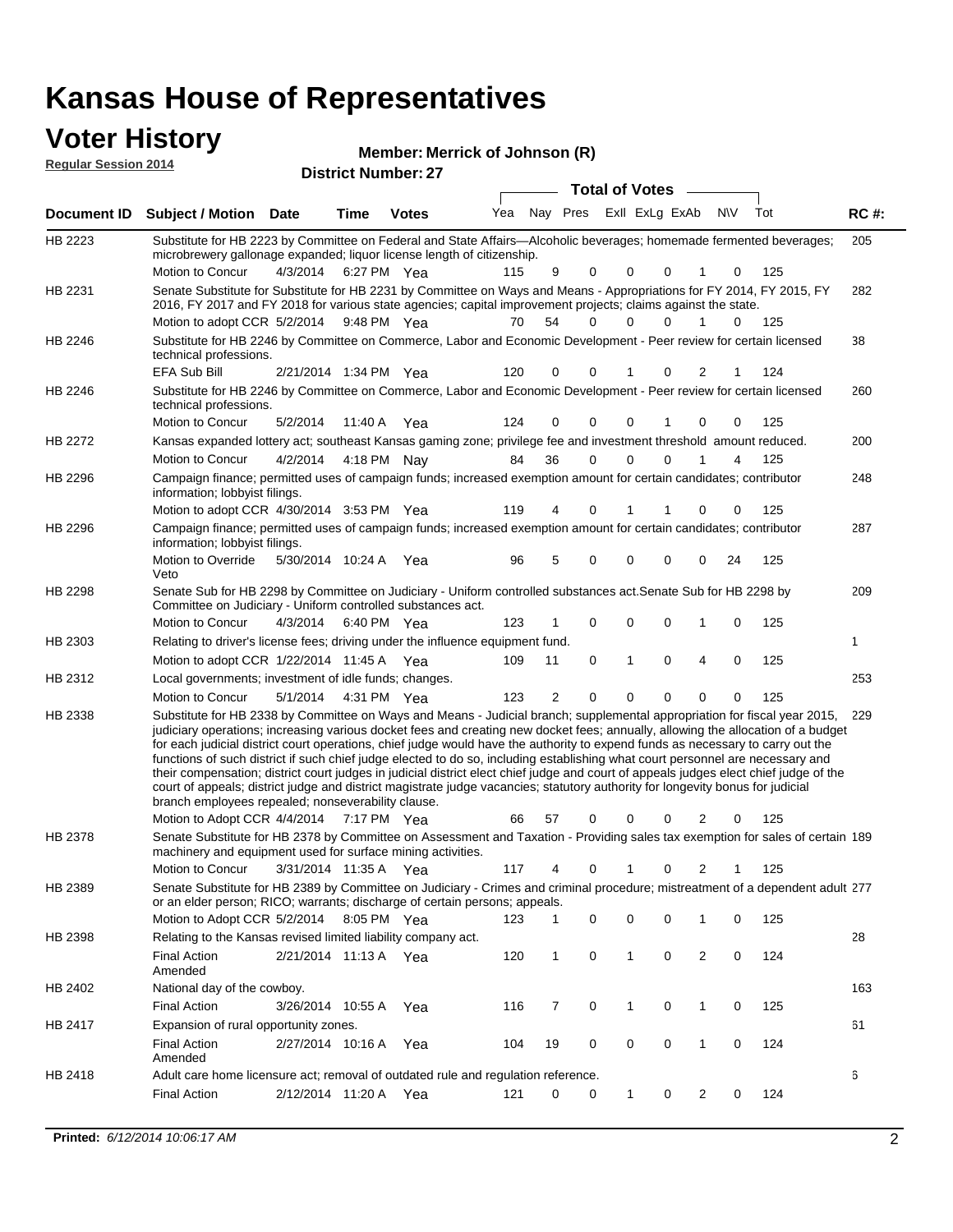# Kansas House of Representatives

## Voter History

**Regular Session 2014**

**Member: Merrick of Johnson (R)**

**District Number: 27**

| Document ID | Subject / Motion | Date | Time | Votes | Yea | Nay | Pres | ExII | ExLg | ExAb | N\V | Tot | RC #: |
|---|---|---|---|---|---|---|---|---|---|---|---|---|---|
| HB 2223 | Substitute for HB 2223 by Committee on Federal and State Affairs—Alcoholic beverages; homemade fermented beverages; microbrewery gallonage expanded; liquor license length of citizenship. | | | | | | | | | | | | 205 |
| | Motion to Concur | 4/3/2014 | 6:27 PM | Yea | 115 | 9 | 0 | 0 | 0 | 1 | 0 | 125 | |
| HB 2231 | Senate Substitute for Substitute for HB 2231 by Committee on Ways and Means - Appropriations for FY 2014, FY 2015, FY 2016, FY 2017 and FY 2018 for various state agencies; capital improvement projects; claims against the state. | | | | | | | | | | | | 282 |
| | Motion to adopt CCR | 5/2/2014 | 9:48 PM | Yea | 70 | 54 | 0 | 0 | 0 | 1 | 0 | 125 | |
| HB 2246 | Substitute for HB 2246 by Committee on Commerce, Labor and Economic Development - Peer review for certain licensed technical professions. | | | | | | | | | | | | 38 |
| | EFA Sub Bill | 2/21/2014 | 1:34 PM | Yea | 120 | 0 | 0 | 1 | 0 | 2 | 1 | 124 | |
| HB 2246 | Substitute for HB 2246 by Committee on Commerce, Labor and Economic Development - Peer review for certain licensed technical professions. | | | | | | | | | | | | 260 |
| | Motion to Concur | 5/2/2014 | 11:40 A | Yea | 124 | 0 | 0 | 0 | 1 | 0 | 0 | 125 | |
| HB 2272 | Kansas expanded lottery act; southeast Kansas gaming zone; privilege fee and investment threshold amount reduced. | | | | | | | | | | | | 200 |
| | Motion to Concur | 4/2/2014 | 4:18 PM | Nay | 84 | 36 | 0 | 0 | 0 | 1 | 4 | 125 | |
| HB 2296 | Campaign finance; permitted uses of campaign funds; increased exemption amount for certain candidates; contributor information; lobbyist filings. | | | | | | | | | | | | 248 |
| | Motion to adopt CCR | 4/30/2014 | 3:53 PM | Yea | 119 | 4 | 0 | 1 | 1 | 0 | 0 | 125 | |
| HB 2296 | Campaign finance; permitted uses of campaign funds; increased exemption amount for certain candidates; contributor information; lobbyist filings. | | | | | | | | | | | | 287 |
| | Motion to Override Veto | 5/30/2014 | 10:24 A | Yea | 96 | 5 | 0 | 0 | 0 | 0 | 24 | 125 | |
| HB 2298 | Senate Sub for HB 2298 by Committee on Judiciary - Uniform controlled substances act.Senate Sub for HB 2298 by Committee on Judiciary - Uniform controlled substances act. | | | | | | | | | | | | 209 |
| | Motion to Concur | 4/3/2014 | 6:40 PM | Yea | 123 | 1 | 0 | 0 | 0 | 1 | 0 | 125 | |
| HB 2303 | Relating to driver's license fees; driving under the influence equipment fund. | | | | | | | | | | | | 1 |
| | Motion to adopt CCR | 1/22/2014 | 11:45 A | Yea | 109 | 11 | 0 | 1 | 0 | 4 | 0 | 125 | |
| HB 2312 | Local governments; investment of idle funds; changes. | | | | | | | | | | | | 253 |
| | Motion to Concur | 5/1/2014 | 4:31 PM | Yea | 123 | 2 | 0 | 0 | 0 | 0 | 0 | 125 | |
| HB 2338 | Substitute for HB 2338 by Committee on Ways and Means - Judicial branch; supplemental appropriation for fiscal year 2015, judiciary operations; increasing various docket fees and creating new docket fees; annually, allowing the allocation of a budget for each judicial district court operations, chief judge would have the authority to expend funds as necessary to carry out the functions of such district if such chief judge elected to do so, including establishing what court personnel are necessary and their compensation; district court judges in judicial district elect chief judge and court of appeals judges elect chief judge of the court of appeals; district judge and district magistrate judge vacancies; statutory authority for longevity bonus for judicial branch employees repealed; nonseverability clause. | | | | | | | | | | | | 229 |
| | Motion to Adopt CCR | 4/4/2014 | 7:17 PM | Yea | 66 | 57 | 0 | 0 | 0 | 2 | 0 | 125 | |
| HB 2378 | Senate Substitute for HB 2378 by Committee on Assessment and Taxation - Providing sales tax exemption for sales of certain machinery and equipment used for surface mining activities. | | | | | | | | | | | | 189 |
| | Motion to Concur | 3/31/2014 | 11:35 A | Yea | 117 | 4 | 0 | 1 | 0 | 2 | 1 | 125 | |
| HB 2389 | Senate Substitute for HB 2389 by Committee on Judiciary - Crimes and criminal procedure; mistreatment of a dependent adult or an elder person; RICO; warrants; discharge of certain persons; appeals. | | | | | | | | | | | | 277 |
| | Motion to Adopt CCR | 5/2/2014 | 8:05 PM | Yea | 123 | 1 | 0 | 0 | 0 | 1 | 0 | 125 | |
| HB 2398 | Relating to the Kansas revised limited liability company act. | | | | | | | | | | | | 28 |
| | Final Action Amended | 2/21/2014 | 11:13 A | Yea | 120 | 1 | 0 | 1 | 0 | 2 | 0 | 124 | |
| HB 2402 | National day of the cowboy. | | | | | | | | | | | | 163 |
| | Final Action | 3/26/2014 | 10:55 A | Yea | 116 | 7 | 0 | 1 | 0 | 1 | 0 | 125 | |
| HB 2417 | Expansion of rural opportunity zones. | | | | | | | | | | | | 61 |
| | Final Action Amended | 2/27/2014 | 10:16 A | Yea | 104 | 19 | 0 | 0 | 0 | 1 | 0 | 124 | |
| HB 2418 | Adult care home licensure act; removal of outdated rule and regulation reference. | | | | | | | | | | | | 6 |
| | Final Action | 2/12/2014 | 11:20 A | Yea | 121 | 0 | 0 | 1 | 0 | 2 | 0 | 124 | |

**Printed:** *6/12/2014 10:06:17 AM*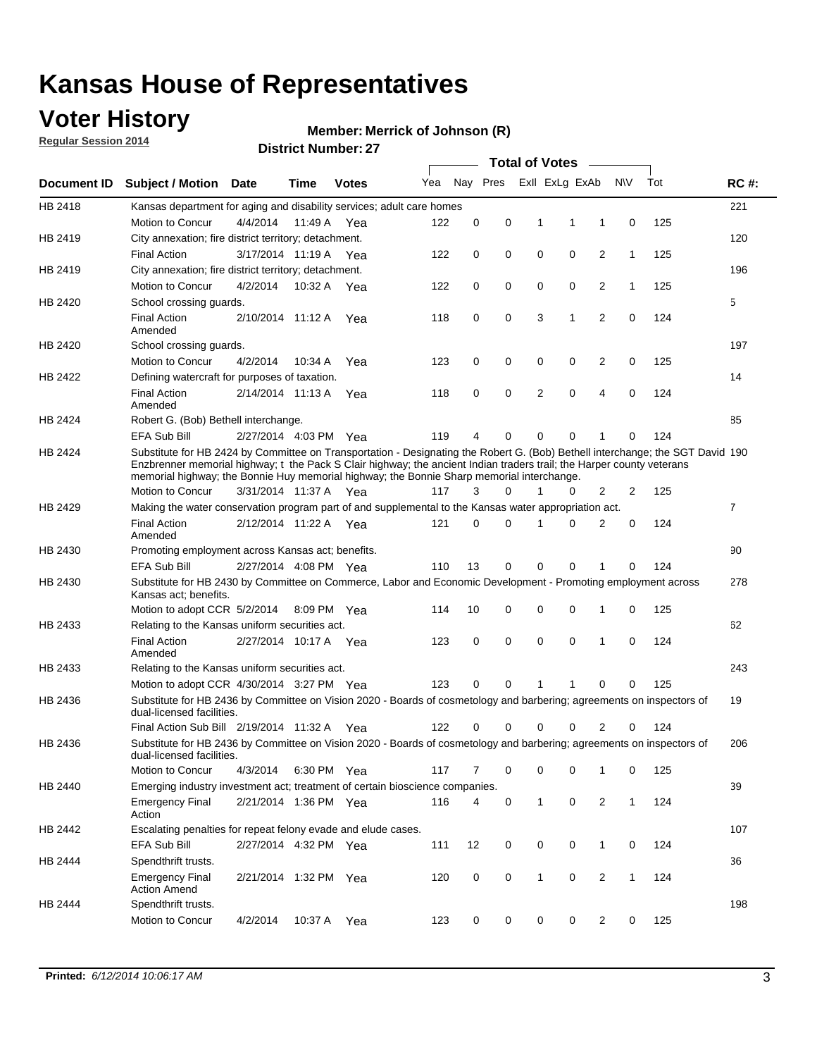# Kansas House of Representatives

## Voter History

**Regular Session 2014**

**Member: Merrick of Johnson (R)**

**District Number: 27**

| Document ID | Subject / Motion | Date | Time | Votes | Yea | Nay | Pres | ExII | ExLg | ExAb | N\V | Tot | RC #: |
|---|---|---|---|---|---|---|---|---|---|---|---|---|---|
| HB 2418 | Kansas department for aging and disability services; adult care homes | | | | | | | | | | | | 221 |
| | Motion to Concur | 4/4/2014 | 11:49 A | Yea | 122 | 0 | 0 | 1 | 1 | 1 | 0 | 125 | |
| HB 2419 | City annexation; fire district territory; detachment. | | | | | | | | | | | | 120 |
| | Final Action | 3/17/2014 | 11:19 A | Yea | 122 | 0 | 0 | 0 | 0 | 2 | 1 | 125 | |
| HB 2419 | City annexation; fire district territory; detachment. | | | | | | | | | | | | 196 |
| | Motion to Concur | 4/2/2014 | 10:32 A | Yea | 122 | 0 | 0 | 0 | 0 | 2 | 1 | 125 | |
| HB 2420 | School crossing guards. | | | | | | | | | | | | 5 |
| | Final Action Amended | 2/10/2014 | 11:12 A | Yea | 118 | 0 | 0 | 3 | 1 | 2 | 0 | 124 | |
| HB 2420 | School crossing guards. | | | | | | | | | | | | 197 |
| | Motion to Concur | 4/2/2014 | 10:34 A | Yea | 123 | 0 | 0 | 0 | 0 | 2 | 0 | 125 | |
| HB 2422 | Defining watercraft for purposes of taxation. | | | | | | | | | | | | 14 |
| | Final Action Amended | 2/14/2014 | 11:13 A | Yea | 118 | 0 | 0 | 2 | 0 | 4 | 0 | 124 | |
| HB 2424 | Robert G. (Bob) Bethell interchange. | | | | | | | | | | | | 85 |
| | EFA Sub Bill | 2/27/2014 | 4:03 PM | Yea | 119 | 4 | 0 | 0 | 0 | 1 | 0 | 124 | |
| HB 2424 | Substitute for HB 2424 by Committee on Transportation - Designating the Robert G. (Bob) Bethell interchange; the SGT David Enzbrenner memorial highway; t the Pack S Clair highway; the ancient Indian traders trail; the Harper county veterans memorial highway; the Bonnie Huy memorial highway; the Bonnie Sharp memorial interchange. | | | | | | | | | | | | 190 |
| | Motion to Concur | 3/31/2014 | 11:37 A | Yea | 117 | 3 | 0 | 1 | 0 | 2 | 2 | 125 | |
| HB 2429 | Making the water conservation program part of and supplemental to the Kansas water appropriation act. | | | | | | | | | | | | 7 |
| | Final Action Amended | 2/12/2014 | 11:22 A | Yea | 121 | 0 | 0 | 1 | 0 | 2 | 0 | 124 | |
| HB 2430 | Promoting employment across Kansas act; benefits. | | | | | | | | | | | | 90 |
| | EFA Sub Bill | 2/27/2014 | 4:08 PM | Yea | 110 | 13 | 0 | 0 | 0 | 1 | 0 | 124 | |
| HB 2430 | Substitute for HB 2430 by Committee on Commerce, Labor and Economic Development - Promoting employment across Kansas act; benefits. | | | | | | | | | | | | 278 |
| | Motion to adopt CCR | 5/2/2014 | 8:09 PM | Yea | 114 | 10 | 0 | 0 | 0 | 1 | 0 | 125 | |
| HB 2433 | Relating to the Kansas uniform securities act. | | | | | | | | | | | | 62 |
| | Final Action Amended | 2/27/2014 | 10:17 A | Yea | 123 | 0 | 0 | 0 | 0 | 1 | 0 | 124 | |
| HB 2433 | Relating to the Kansas uniform securities act. | | | | | | | | | | | | 243 |
| | Motion to adopt CCR | 4/30/2014 | 3:27 PM | Yea | 123 | 0 | 0 | 1 | 1 | 0 | 0 | 125 | |
| HB 2436 | Substitute for HB 2436 by Committee on Vision 2020 - Boards of cosmetology and barbering; agreements on inspectors of dual-licensed facilities. | | | | | | | | | | | | 19 |
| | Final Action Sub Bill | 2/19/2014 | 11:32 A | Yea | 122 | 0 | 0 | 0 | 0 | 2 | 0 | 124 | |
| HB 2436 | Substitute for HB 2436 by Committee on Vision 2020 - Boards of cosmetology and barbering; agreements on inspectors of dual-licensed facilities. | | | | | | | | | | | | 206 |
| | Motion to Concur | 4/3/2014 | 6:30 PM | Yea | 117 | 7 | 0 | 0 | 0 | 1 | 0 | 125 | |
| HB 2440 | Emerging industry investment act; treatment of certain bioscience companies. | | | | | | | | | | | | 39 |
| | Emergency Final Action | 2/21/2014 | 1:36 PM | Yea | 116 | 4 | 0 | 1 | 0 | 2 | 1 | 124 | |
| HB 2442 | Escalating penalties for repeat felony evade and elude cases. | | | | | | | | | | | | 107 |
| | EFA Sub Bill | 2/27/2014 | 4:32 PM | Yea | 111 | 12 | 0 | 0 | 0 | 1 | 0 | 124 | |
| HB 2444 | Spendthrift trusts. | | | | | | | | | | | | 36 |
| | Emergency Final Action Amend | 2/21/2014 | 1:32 PM | Yea | 120 | 0 | 0 | 1 | 0 | 2 | 1 | 124 | |
| HB 2444 | Spendthrift trusts. | | | | | | | | | | | | 198 |
| | Motion to Concur | 4/2/2014 | 10:37 A | Yea | 123 | 0 | 0 | 0 | 0 | 2 | 0 | 125 | |

**Printed:** *6/12/2014 10:06:17 AM*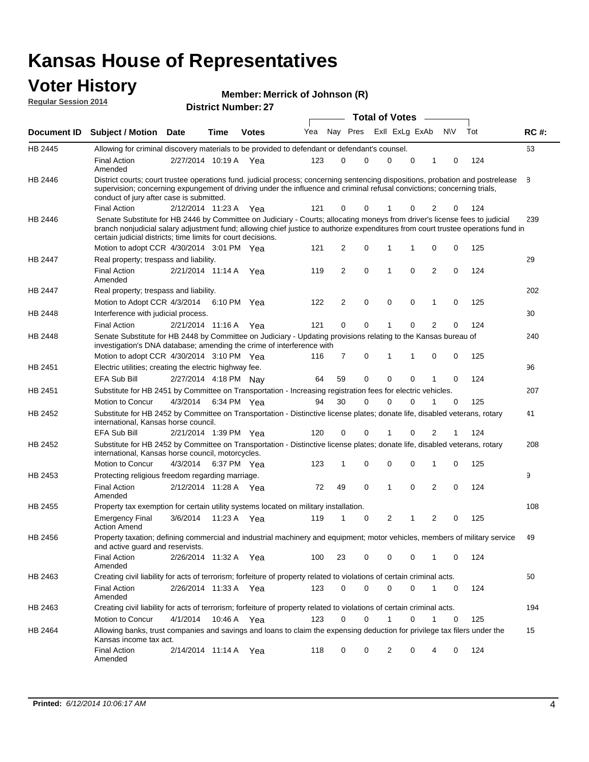# Kansas House of Representatives

## Voter History

**Regular Session 2014**

**Member: Merrick of Johnson (R)**

**District Number: 27**

| Document ID | Subject / Motion | Date | Time | Votes | Yea | Nay | Pres | ExII | ExLg | ExAb | N\V | Tot | RC #: |
|---|---|---|---|---|---|---|---|---|---|---|---|---|---|
| HB 2445 | Allowing for criminal discovery materials to be provided to defendant or defendant's counsel. | | | | | | | | | | | | 63 |
| | Final Action Amended | 2/27/2014 | 10:19 A | Yea | 123 | 0 | 0 | 0 | 0 | 1 | 0 | 124 | |
| HB 2446 | District courts; court trustee operations fund. judicial process; concerning sentencing dispositions, probation and postrelease supervision; concerning expungement of driving under the influence and criminal refusal convictions; concerning trials, conduct of jury after case is submitted. | | | | | | | | | | | | 8 |
| | Final Action | 2/12/2014 | 11:23 A | Yea | 121 | 0 | 0 | 1 | 0 | 2 | 0 | 124 | |
| HB 2446 | Senate Substitute for HB 2446 by Committee on Judiciary - Courts; allocating moneys from driver's license fees to judicial branch nonjudicial salary adjustment fund; allowing chief justice to authorize expenditures from court trustee operations fund in certain judicial districts; time limits for court decisions. | | | | | | | | | | | | 239 |
| | Motion to adopt CCR | 4/30/2014 | 3:01 PM | Yea | 121 | 2 | 0 | 1 | 1 | 0 | 0 | 125 | |
| HB 2447 | Real property; trespass and liability. | | | | | | | | | | | | 29 |
| | Final Action Amended | 2/21/2014 | 11:14 A | Yea | 119 | 2 | 0 | 1 | 0 | 2 | 0 | 124 | |
| HB 2447 | Real property; trespass and liability. | | | | | | | | | | | | 202 |
| | Motion to Adopt CCR | 4/3/2014 | 6:10 PM | Yea | 122 | 2 | 0 | 0 | 0 | 1 | 0 | 125 | |
| HB 2448 | Interference with judicial process. | | | | | | | | | | | | 30 |
| | Final Action | 2/21/2014 | 11:16 A | Yea | 121 | 0 | 0 | 1 | 0 | 2 | 0 | 124 | |
| HB 2448 | Senate Substitute for HB 2448 by Committee on Judiciary - Updating provisions relating to the Kansas bureau of investigation's DNA database; amending the crime of interference with | | | | | | | | | | | | 240 |
| | Motion to adopt CCR | 4/30/2014 | 3:10 PM | Yea | 116 | 7 | 0 | 1 | 1 | 0 | 0 | 125 | |
| HB 2451 | Electric utilities; creating the electric highway fee. | | | | | | | | | | | | 96 |
| | EFA Sub Bill | 2/27/2014 | 4:18 PM | Nay | 64 | 59 | 0 | 0 | 0 | 1 | 0 | 124 | |
| HB 2451 | Substitute for HB 2451 by Committee on Transportation - Increasing registration fees for electric vehicles. | | | | | | | | | | | | 207 |
| | Motion to Concur | 4/3/2014 | 6:34 PM | Yea | 94 | 30 | 0 | 0 | 0 | 1 | 0 | 125 | |
| HB 2452 | Substitute for HB 2452 by Committee on Transportation - Distinctive license plates; donate life, disabled veterans, rotary international, Kansas horse council. | | | | | | | | | | | | 41 |
| | EFA Sub Bill | 2/21/2014 | 1:39 PM | Yea | 120 | 0 | 0 | 1 | 0 | 2 | 1 | 124 | |
| HB 2452 | Substitute for HB 2452 by Committee on Transportation - Distinctive license plates; donate life, disabled veterans, rotary international, Kansas horse council, motorcycles. | | | | | | | | | | | | 208 |
| | Motion to Concur | 4/3/2014 | 6:37 PM | Yea | 123 | 1 | 0 | 0 | 0 | 1 | 0 | 125 | |
| HB 2453 | Protecting religious freedom regarding marriage. | | | | | | | | | | | | 9 |
| | Final Action Amended | 2/12/2014 | 11:28 A | Yea | 72 | 49 | 0 | 1 | 0 | 2 | 0 | 124 | |
| HB 2455 | Property tax exemption for certain utility systems located on military installation. | | | | | | | | | | | | 108 |
| | Emergency Final Action Amend | 3/6/2014 | 11:23 A | Yea | 119 | 1 | 0 | 2 | 1 | 2 | 0 | 125 | |
| HB 2456 | Property taxation; defining commercial and industrial machinery and equipment; motor vehicles, members of military service and active guard and reservists. | | | | | | | | | | | | 49 |
| | Final Action Amended | 2/26/2014 | 11:32 A | Yea | 100 | 23 | 0 | 0 | 0 | 1 | 0 | 124 | |
| HB 2463 | Creating civil liability for acts of terrorism; forfeiture of property related to violations of certain criminal acts. | | | | | | | | | | | | 50 |
| | Final Action Amended | 2/26/2014 | 11:33 A | Yea | 123 | 0 | 0 | 0 | 0 | 1 | 0 | 124 | |
| HB 2463 | Creating civil liability for acts of terrorism; forfeiture of property related to violations of certain criminal acts. | | | | | | | | | | | | 194 |
| | Motion to Concur | 4/1/2014 | 10:46 A | Yea | 123 | 0 | 0 | 1 | 0 | 1 | 0 | 125 | |
| HB 2464 | Allowing banks, trust companies and savings and loans to claim the expensing deduction for privilege tax filers under the Kansas income tax act. | | | | | | | | | | | | 15 |
| | Final Action Amended | 2/14/2014 | 11:14 A | Yea | 118 | 0 | 0 | 2 | 0 | 4 | 0 | 124 | |

**Printed:** *6/12/2014 10:06:17 AM*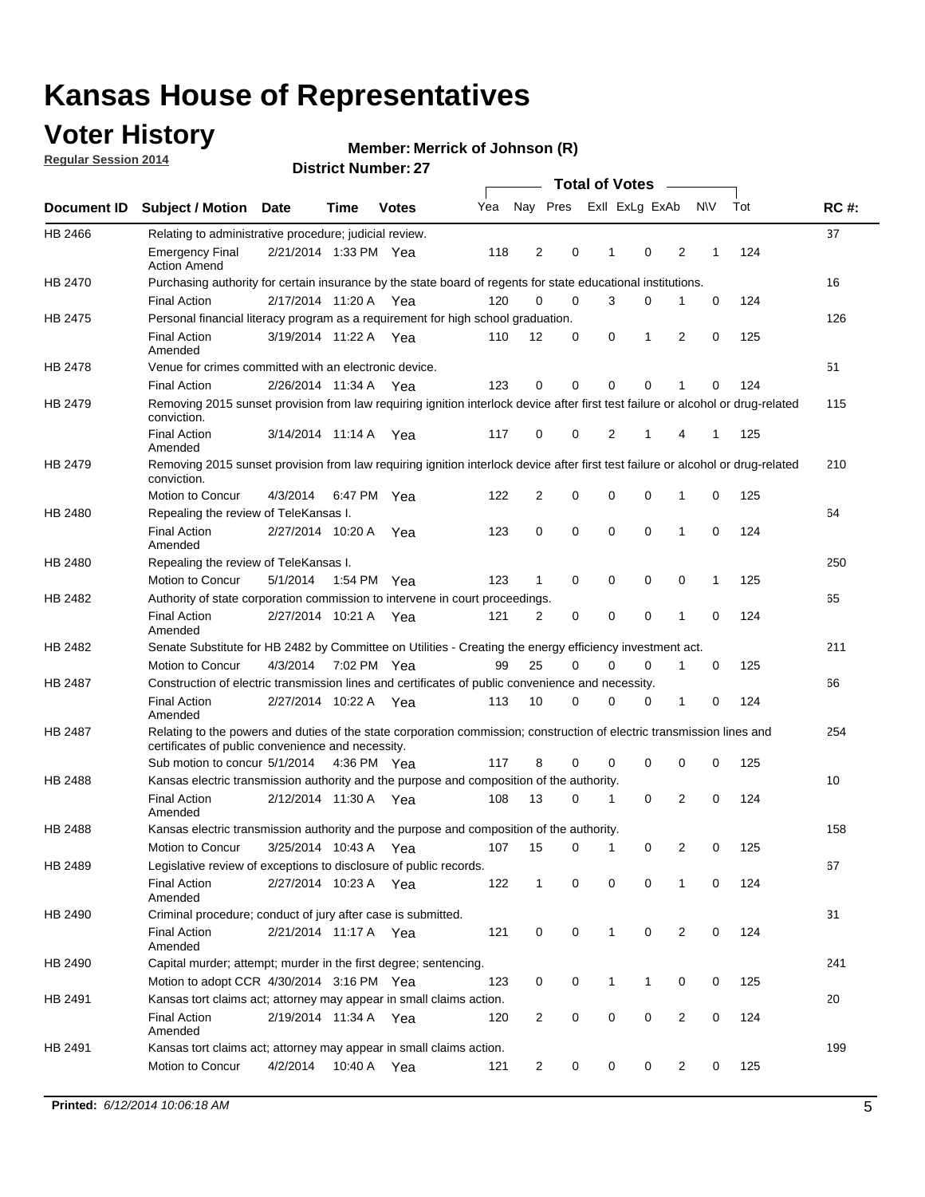# Kansas House of Representatives

## Voter History

**Regular Session 2014**

**Member: Merrick of Johnson (R)**

**District Number: 27**

| Document ID | Subject / Motion | Date | Time | Votes | Yea | Nay | Pres | ExII | ExLg | ExAb | N\V | Tot | RC #: |
|---|---|---|---|---|---|---|---|---|---|---|---|---|---|
| HB 2466 | Relating to administrative procedure; judicial review. | | | | | | | | | | | | 37 |
| | Emergency Final Action Amend | 2/21/2014 | 1:33 PM | Yea | 118 | 2 | 0 | 1 | 0 | 2 | 1 | 124 | |
| HB 2470 | Purchasing authority for certain insurance by the state board of regents for state educational institutions. | | | | | | | | | | | | 16 |
| | Final Action | 2/17/2014 | 11:20 A | Yea | 120 | 0 | 0 | 3 | 0 | 1 | 0 | 124 | |
| HB 2475 | Personal financial literacy program as a requirement for high school graduation. | | | | | | | | | | | | 126 |
| | Final Action Amended | 3/19/2014 | 11:22 A | Yea | 110 | 12 | 0 | 0 | 1 | 2 | 0 | 125 | |
| HB 2478 | Venue for crimes committed with an electronic device. | | | | | | | | | | | | 51 |
| | Final Action | 2/26/2014 | 11:34 A | Yea | 123 | 0 | 0 | 0 | 0 | 1 | 0 | 124 | |
| HB 2479 | Removing 2015 sunset provision from law requiring ignition interlock device after first test failure or alcohol or drug-related conviction. | | | | | | | | | | | | 115 |
| | Final Action Amended | 3/14/2014 | 11:14 A | Yea | 117 | 0 | 0 | 2 | 1 | 4 | 1 | 125 | |
| HB 2479 | Removing 2015 sunset provision from law requiring ignition interlock device after first test failure or alcohol or drug-related conviction. | | | | | | | | | | | | 210 |
| | Motion to Concur | 4/3/2014 | 6:47 PM | Yea | 122 | 2 | 0 | 0 | 0 | 1 | 0 | 125 | |
| HB 2480 | Repealing the review of TeleKansas I. | | | | | | | | | | | | 64 |
| | Final Action Amended | 2/27/2014 | 10:20 A | Yea | 123 | 0 | 0 | 0 | 0 | 1 | 0 | 124 | |
| HB 2480 | Repealing the review of TeleKansas I. | | | | | | | | | | | | 250 |
| | Motion to Concur | 5/1/2014 | 1:54 PM | Yea | 123 | 1 | 0 | 0 | 0 | 0 | 1 | 125 | |
| HB 2482 | Authority of state corporation commission to intervene in court proceedings. | | | | | | | | | | | | 65 |
| | Final Action Amended | 2/27/2014 | 10:21 A | Yea | 121 | 2 | 0 | 0 | 0 | 1 | 0 | 124 | |
| HB 2482 | Senate Substitute for HB 2482 by Committee on Utilities - Creating the energy efficiency investment act. | | | | | | | | | | | | 211 |
| | Motion to Concur | 4/3/2014 | 7:02 PM | Yea | 99 | 25 | 0 | 0 | 0 | 1 | 0 | 125 | |
| HB 2487 | Construction of electric transmission lines and certificates of public convenience and necessity. | | | | | | | | | | | | 66 |
| | Final Action Amended | 2/27/2014 | 10:22 A | Yea | 113 | 10 | 0 | 0 | 0 | 1 | 0 | 124 | |
| HB 2487 | Relating to the powers and duties of the state corporation commission; construction of electric transmission lines and certificates of public convenience and necessity. | | | | | | | | | | | | 254 |
| | Sub motion to concur | 5/1/2014 | 4:36 PM | Yea | 117 | 8 | 0 | 0 | 0 | 0 | 0 | 125 | |
| HB 2488 | Kansas electric transmission authority and the purpose and composition of the authority. | | | | | | | | | | | | 10 |
| | Final Action Amended | 2/12/2014 | 11:30 A | Yea | 108 | 13 | 0 | 1 | 0 | 2 | 0 | 124 | |
| HB 2488 | Kansas electric transmission authority and the purpose and composition of the authority. | | | | | | | | | | | | 158 |
| | Motion to Concur | 3/25/2014 | 10:43 A | Yea | 107 | 15 | 0 | 1 | 0 | 2 | 0 | 125 | |
| HB 2489 | Legislative review of exceptions to disclosure of public records. | | | | | | | | | | | | 67 |
| | Final Action Amended | 2/27/2014 | 10:23 A | Yea | 122 | 1 | 0 | 0 | 0 | 1 | 0 | 124 | |
| HB 2490 | Criminal procedure; conduct of jury after case is submitted. | | | | | | | | | | | | 31 |
| | Final Action Amended | 2/21/2014 | 11:17 A | Yea | 121 | 0 | 0 | 1 | 0 | 2 | 0 | 124 | |
| HB 2490 | Capital murder; attempt; murder in the first degree; sentencing. | | | | | | | | | | | | 241 |
| | Motion to adopt CCR | 4/30/2014 | 3:16 PM | Yea | 123 | 0 | 0 | 1 | 1 | 0 | 0 | 125 | |
| HB 2491 | Kansas tort claims act; attorney may appear in small claims action. | | | | | | | | | | | | 20 |
| | Final Action Amended | 2/19/2014 | 11:34 A | Yea | 120 | 2 | 0 | 0 | 0 | 2 | 0 | 124 | |
| HB 2491 | Kansas tort claims act; attorney may appear in small claims action. | | | | | | | | | | | | 199 |
| | Motion to Concur | 4/2/2014 | 10:40 A | Yea | 121 | 2 | 0 | 0 | 0 | 2 | 0 | 125 | |

**Printed:** *6/12/2014 10:06:18 AM*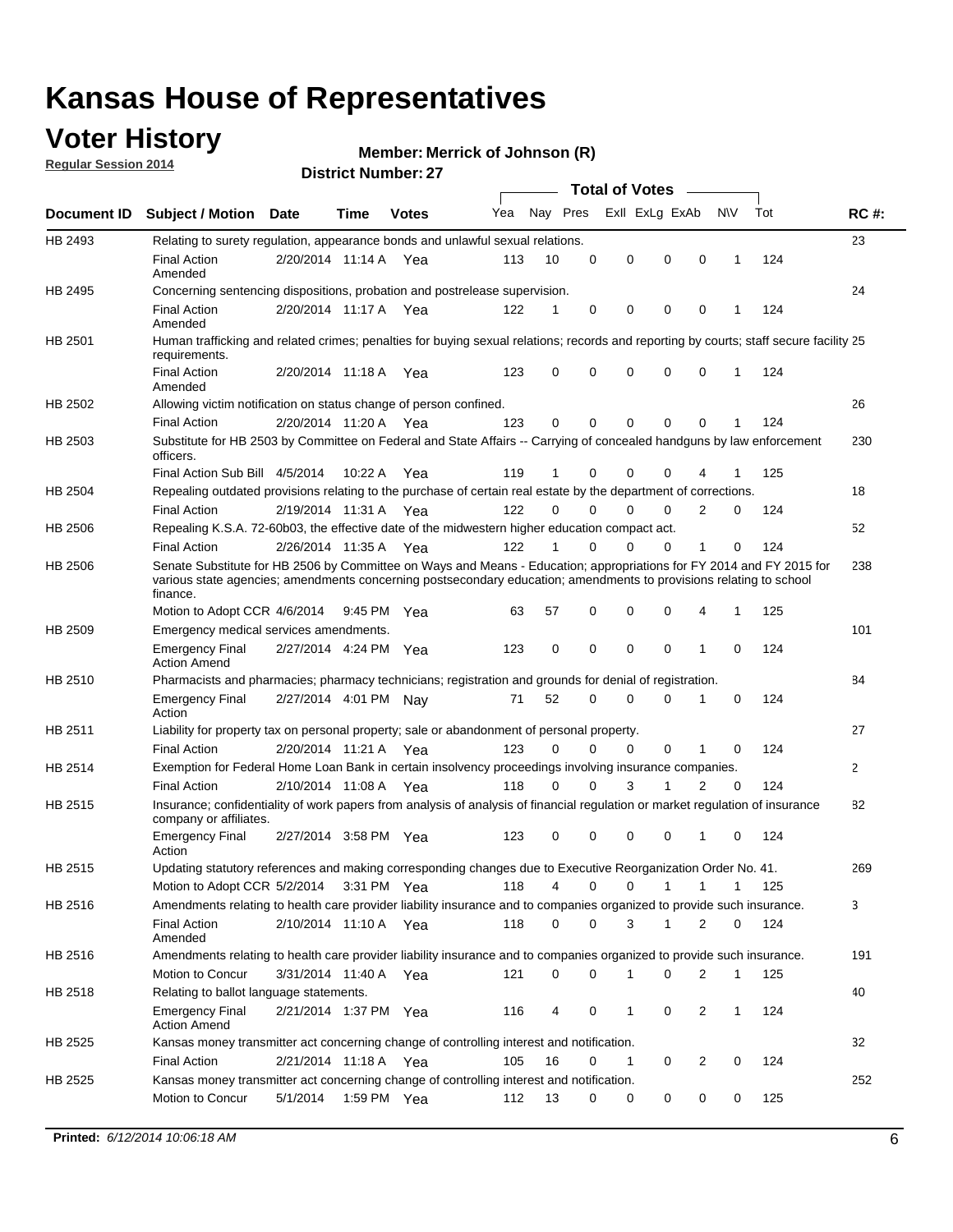# Kansas House of Representatives

## Voter History

**Regular Session 2014**

**Member: Merrick of Johnson (R)**

**District Number: 27**

| Document ID | Subject / Motion | Date | Time | Votes | Yea | Nay | Pres | ExII | ExLg | ExAb | N\V | Tot | RC #: |
|---|---|---|---|---|---|---|---|---|---|---|---|---|---|
| HB 2493 | Relating to surety regulation, appearance bonds and unlawful sexual relations. | | | | | | | | | | | | 23 |
| | Final Action Amended | 2/20/2014 | 11:14 A | Yea | 113 | 10 | 0 | 0 | 0 | 0 | 1 | 124 | |
| HB 2495 | Concerning sentencing dispositions, probation and postrelease supervision. | | | | | | | | | | | | 24 |
| | Final Action Amended | 2/20/2014 | 11:17 A | Yea | 122 | 1 | 0 | 0 | 0 | 0 | 1 | 124 | |
| HB 2501 | Human trafficking and related crimes; penalties for buying sexual relations; records and reporting by courts; staff secure facility requirements. | | | | | | | | | | | | 25 |
| | Final Action Amended | 2/20/2014 | 11:18 A | Yea | 123 | 0 | 0 | 0 | 0 | 0 | 1 | 124 | |
| HB 2502 | Allowing victim notification on status change of person confined. | | | | | | | | | | | | 26 |
| | Final Action | 2/20/2014 | 11:20 A | Yea | 123 | 0 | 0 | 0 | 0 | 0 | 1 | 124 | |
| HB 2503 | Substitute for HB 2503 by Committee on Federal and State Affairs -- Carrying of concealed handguns by law enforcement officers. | | | | | | | | | | | | 230 |
| | Final Action Sub Bill | 4/5/2014 | 10:22 A | Yea | 119 | 1 | 0 | 0 | 0 | 4 | 1 | 125 | |
| HB 2504 | Repealing outdated provisions relating to the purchase of certain real estate by the department of corrections. | | | | | | | | | | | | 18 |
| | Final Action | 2/19/2014 | 11:31 A | Yea | 122 | 0 | 0 | 0 | 0 | 2 | 0 | 124 | |
| HB 2506 | Repealing K.S.A. 72-60b03, the effective date of the midwestern higher education compact act. | | | | | | | | | | | | 52 |
| | Final Action | 2/26/2014 | 11:35 A | Yea | 122 | 1 | 0 | 0 | 0 | 1 | 0 | 124 | |
| HB 2506 | Senate Substitute for HB 2506 by Committee on Ways and Means - Education; appropriations for FY 2014 and FY 2015 for various state agencies; amendments concerning postsecondary education; amendments to provisions relating to school finance. | | | | | | | | | | | | 238 |
| | Motion to Adopt CCR | 4/6/2014 | 9:45 PM | Yea | 63 | 57 | 0 | 0 | 0 | 4 | 1 | 125 | |
| HB 2509 | Emergency medical services amendments. | | | | | | | | | | | | 101 |
| | Emergency Final Action Amend | 2/27/2014 | 4:24 PM | Yea | 123 | 0 | 0 | 0 | 0 | 1 | 0 | 124 | |
| HB 2510 | Pharmacists and pharmacies; pharmacy technicians; registration and grounds for denial of registration. | | | | | | | | | | | | 84 |
| | Emergency Final Action | 2/27/2014 | 4:01 PM | Nay | 71 | 52 | 0 | 0 | 0 | 1 | 0 | 124 | |
| HB 2511 | Liability for property tax on personal property; sale or abandonment of personal property. | | | | | | | | | | | | 27 |
| | Final Action | 2/20/2014 | 11:21 A | Yea | 123 | 0 | 0 | 0 | 0 | 1 | 0 | 124 | |
| HB 2514 | Exemption for Federal Home Loan Bank in certain insolvency proceedings involving insurance companies. | | | | | | | | | | | | 2 |
| | Final Action | 2/10/2014 | 11:08 A | Yea | 118 | 0 | 0 | 3 | 1 | 2 | 0 | 124 | |
| HB 2515 | Insurance; confidentiality of work papers from analysis of analysis of financial regulation or market regulation of insurance company or affiliates. | | | | | | | | | | | | 82 |
| | Emergency Final Action | 2/27/2014 | 3:58 PM | Yea | 123 | 0 | 0 | 0 | 0 | 1 | 0 | 124 | |
| HB 2515 | Updating statutory references and making corresponding changes due to Executive Reorganization Order No. 41. | | | | | | | | | | | | 269 |
| | Motion to Adopt CCR | 5/2/2014 | 3:31 PM | Yea | 118 | 4 | 0 | 0 | 1 | 1 | 1 | 125 | |
| HB 2516 | Amendments relating to health care provider liability insurance and to companies organized to provide such insurance. | | | | | | | | | | | | 3 |
| | Final Action Amended | 2/10/2014 | 11:10 A | Yea | 118 | 0 | 0 | 3 | 1 | 2 | 0 | 124 | |
| HB 2516 | Amendments relating to health care provider liability insurance and to companies organized to provide such insurance. | | | | | | | | | | | | 191 |
| | Motion to Concur | 3/31/2014 | 11:40 A | Yea | 121 | 0 | 0 | 1 | 0 | 2 | 1 | 125 | |
| HB 2518 | Relating to ballot language statements. | | | | | | | | | | | | 40 |
| | Emergency Final Action Amend | 2/21/2014 | 1:37 PM | Yea | 116 | 4 | 0 | 1 | 0 | 2 | 1 | 124 | |
| HB 2525 | Kansas money transmitter act concerning change of controlling interest and notification. | | | | | | | | | | | | 32 |
| | Final Action | 2/21/2014 | 11:18 A | Yea | 105 | 16 | 0 | 1 | 0 | 2 | 0 | 124 | |
| HB 2525 | Kansas money transmitter act concerning change of controlling interest and notification. | | | | | | | | | | | | 252 |
| | Motion to Concur | 5/1/2014 | 1:59 PM | Yea | 112 | 13 | 0 | 0 | 0 | 0 | 0 | 125 | |

**Printed:** *6/12/2014 10:06:18 AM*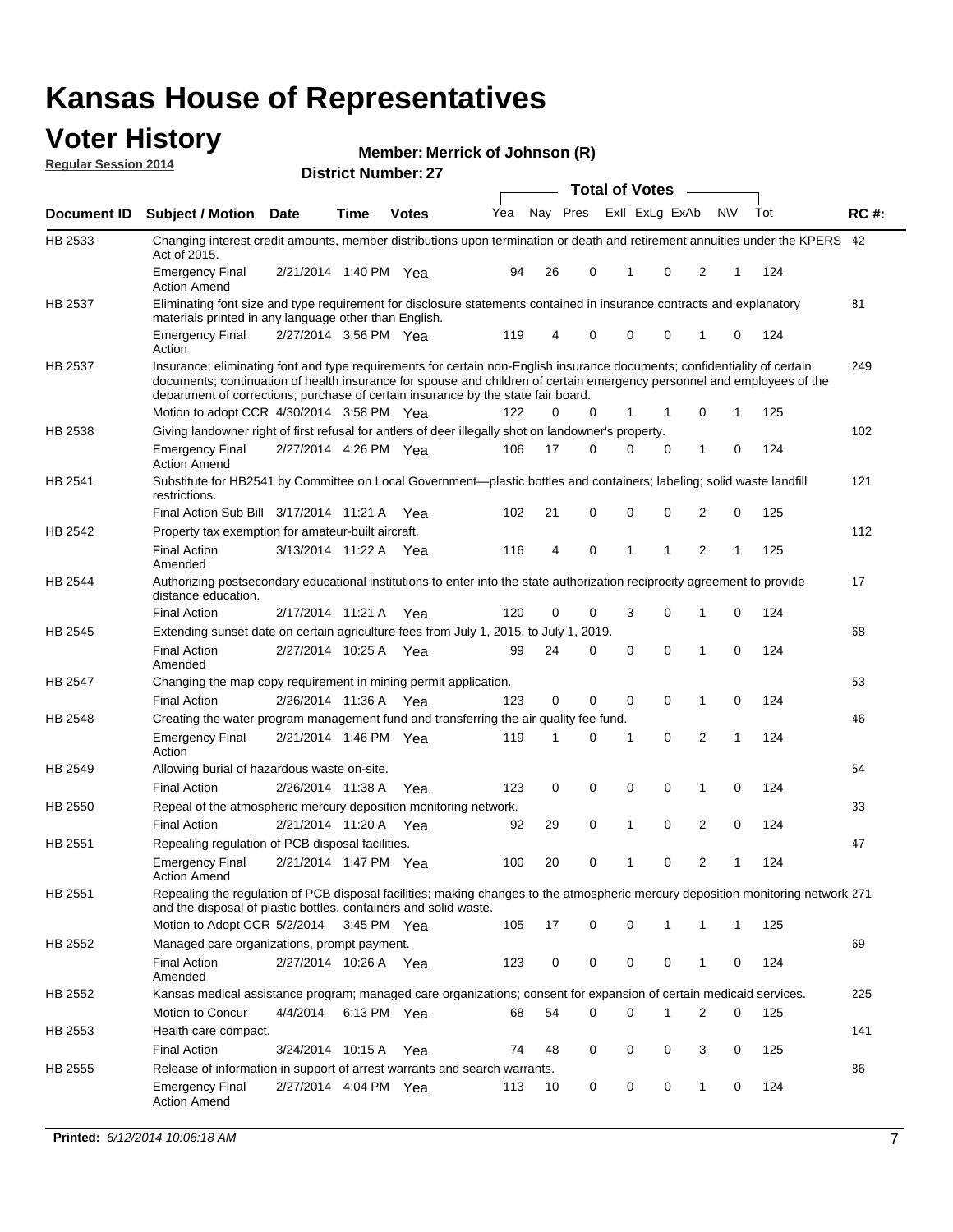# Kansas House of Representatives

## Voter History

**Regular Session 2014**

**Member: Merrick of Johnson (R)**

**District Number: 27**

| Document ID | Subject / Motion | Date | Time | Votes | Yea | Nay | Pres | ExII | ExLg | ExAb | N\V | Tot | RC #: |
|---|---|---|---|---|---|---|---|---|---|---|---|---|---|
| HB 2533 | Changing interest credit amounts, member distributions upon termination or death and retirement annuities under the KPERS Act of 2015. | | | | | | | | | | | | 42 |
| | Emergency Final Action Amend | 2/21/2014 | 1:40 PM | Yea | 94 | 26 | 0 | 1 | 0 | 2 | 1 | 124 | |
| HB 2537 | Eliminating font size and type requirement for disclosure statements contained in insurance contracts and explanatory materials printed in any language other than English. | | | | | | | | | | | | 81 |
| | Emergency Final Action | 2/27/2014 | 3:56 PM | Yea | 119 | 4 | 0 | 0 | 0 | 1 | 0 | 124 | |
| HB 2537 | Insurance; eliminating font and type requirements for certain non-English insurance documents; confidentiality of certain documents; continuation of health insurance for spouse and children of certain emergency personnel and employees of the department of corrections; purchase of certain insurance by the state fair board. | | | | | | | | | | | | 249 |
| | Motion to adopt CCR | 4/30/2014 | 3:58 PM | Yea | 122 | 0 | 0 | 1 | 1 | 0 | 1 | 125 | |
| HB 2538 | Giving landowner right of first refusal for antlers of deer illegally shot on landowner's property. | | | | | | | | | | | | 102 |
| | Emergency Final Action Amend | 2/27/2014 | 4:26 PM | Yea | 106 | 17 | 0 | 0 | 0 | 1 | 0 | 124 | |
| HB 2541 | Substitute for HB2541 by Committee on Local Government—plastic bottles and containers; labeling; solid waste landfill restrictions. | | | | | | | | | | | | 121 |
| | Final Action Sub Bill | 3/17/2014 | 11:21 A | Yea | 102 | 21 | 0 | 0 | 0 | 2 | 0 | 125 | |
| HB 2542 | Property tax exemption for amateur-built aircraft. | | | | | | | | | | | | 112 |
| | Final Action Amended | 3/13/2014 | 11:22 A | Yea | 116 | 4 | 0 | 1 | 1 | 2 | 1 | 125 | |
| HB 2544 | Authorizing postsecondary educational institutions to enter into the state authorization reciprocity agreement to provide distance education. | | | | | | | | | | | | 17 |
| | Final Action | 2/17/2014 | 11:21 A | Yea | 120 | 0 | 0 | 3 | 0 | 1 | 0 | 124 | |
| HB 2545 | Extending sunset date on certain agriculture fees from July 1, 2015, to July 1, 2019. | | | | | | | | | | | | 68 |
| | Final Action Amended | 2/27/2014 | 10:25 A | Yea | 99 | 24 | 0 | 0 | 0 | 1 | 0 | 124 | |
| HB 2547 | Changing the map copy requirement in mining permit application. | | | | | | | | | | | | 53 |
| | Final Action | 2/26/2014 | 11:36 A | Yea | 123 | 0 | 0 | 0 | 0 | 1 | 0 | 124 | |
| HB 2548 | Creating the water program management fund and transferring the air quality fee fund. | | | | | | | | | | | | 46 |
| | Emergency Final Action | 2/21/2014 | 1:46 PM | Yea | 119 | 1 | 0 | 1 | 0 | 2 | 1 | 124 | |
| HB 2549 | Allowing burial of hazardous waste on-site. | | | | | | | | | | | | 54 |
| | Final Action | 2/26/2014 | 11:38 A | Yea | 123 | 0 | 0 | 0 | 0 | 1 | 0 | 124 | |
| HB 2550 | Repeal of the atmospheric mercury deposition monitoring network. | | | | | | | | | | | | 33 |
| | Final Action | 2/21/2014 | 11:20 A | Yea | 92 | 29 | 0 | 1 | 0 | 2 | 0 | 124 | |
| HB 2551 | Repealing regulation of PCB disposal facilities. | | | | | | | | | | | | 47 |
| | Emergency Final Action Amend | 2/21/2014 | 1:47 PM | Yea | 100 | 20 | 0 | 1 | 0 | 2 | 1 | 124 | |
| HB 2551 | Repealing the regulation of PCB disposal facilities; making changes to the atmospheric mercury deposition monitoring network and the disposal of plastic bottles, containers and solid waste. | | | | | | | | | | | | 271 |
| | Motion to Adopt CCR | 5/2/2014 | 3:45 PM | Yea | 105 | 17 | 0 | 0 | 1 | 1 | 1 | 125 | |
| HB 2552 | Managed care organizations, prompt payment. | | | | | | | | | | | | 69 |
| | Final Action Amended | 2/27/2014 | 10:26 A | Yea | 123 | 0 | 0 | 0 | 0 | 1 | 0 | 124 | |
| HB 2552 | Kansas medical assistance program; managed care organizations; consent for expansion of certain medicaid services. | | | | | | | | | | | | 225 |
| | Motion to Concur | 4/4/2014 | 6:13 PM | Yea | 68 | 54 | 0 | 0 | 1 | 2 | 0 | 125 | |
| HB 2553 | Health care compact. | | | | | | | | | | | | 141 |
| | Final Action | 3/24/2014 | 10:15 A | Yea | 74 | 48 | 0 | 0 | 0 | 3 | 0 | 125 | |
| HB 2555 | Release of information in support of arrest warrants and search warrants. | | | | | | | | | | | | 86 |
| | Emergency Final Action Amend | 2/27/2014 | 4:04 PM | Yea | 113 | 10 | 0 | 0 | 0 | 1 | 0 | 124 | |

**Printed:** *6/12/2014 10:06:18 AM*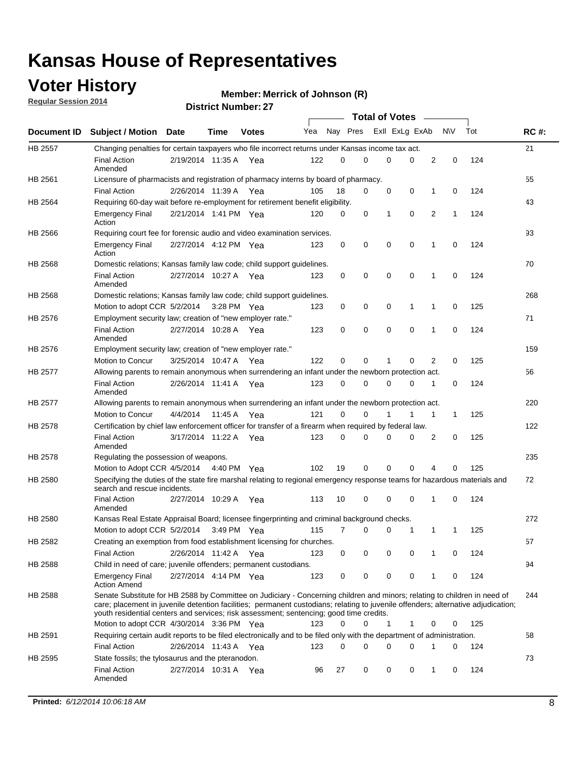# Kansas House of Representatives

## Voter History

**Regular Session 2014**

**Member: Merrick of Johnson (R)**

**District Number: 27**

| Document ID | Subject / Motion | Date | Time | Votes | Yea | Nay | Pres | ExII | ExLg | ExAb | N\V | Tot | RC #: |
|---|---|---|---|---|---|---|---|---|---|---|---|---|---|
| HB 2557 | Changing penalties for certain taxpayers who file incorrect returns under Kansas income tax act. | | | | | | | | | | | | 21 |
| | Final Action Amended | 2/19/2014 | 11:35 A | Yea | 122 | 0 | 0 | 0 | 0 | 2 | 0 | 124 | |
| HB 2561 | Licensure of pharmacists and registration of pharmacy interns by board of pharmacy. | | | | | | | | | | | | 55 |
| | Final Action | 2/26/2014 | 11:39 A | Yea | 105 | 18 | 0 | 0 | 0 | 1 | 0 | 124 | |
| HB 2564 | Requiring 60-day wait before re-employment for retirement benefit eligibility. | | | | | | | | | | | | 43 |
| | Emergency Final Action | 2/21/2014 | 1:41 PM | Yea | 120 | 0 | 0 | 1 | 0 | 2 | 1 | 124 | |
| HB 2566 | Requiring court fee for forensic audio and video examination services. | | | | | | | | | | | | 93 |
| | Emergency Final Action | 2/27/2014 | 4:12 PM | Yea | 123 | 0 | 0 | 0 | 0 | 1 | 0 | 124 | |
| HB 2568 | Domestic relations; Kansas family law code; child support guidelines. | | | | | | | | | | | | 70 |
| | Final Action Amended | 2/27/2014 | 10:27 A | Yea | 123 | 0 | 0 | 0 | 0 | 1 | 0 | 124 | |
| HB 2568 | Domestic relations; Kansas family law code; child support guidelines. | | | | | | | | | | | | 268 |
| | Motion to adopt CCR | 5/2/2014 | 3:28 PM | Yea | 123 | 0 | 0 | 0 | 1 | 1 | 0 | 125 | |
| HB 2576 | Employment security law; creation of "new employer rate." | | | | | | | | | | | | 71 |
| | Final Action Amended | 2/27/2014 | 10:28 A | Yea | 123 | 0 | 0 | 0 | 0 | 1 | 0 | 124 | |
| HB 2576 | Employment security law; creation of "new employer rate." | | | | | | | | | | | | 159 |
| | Motion to Concur | 3/25/2014 | 10:47 A | Yea | 122 | 0 | 0 | 1 | 0 | 2 | 0 | 125 | |
| HB 2577 | Allowing parents to remain anonymous when surrendering an infant under the newborn protection act. | | | | | | | | | | | | 56 |
| | Final Action Amended | 2/26/2014 | 11:41 A | Yea | 123 | 0 | 0 | 0 | 0 | 1 | 0 | 124 | |
| HB 2577 | Allowing parents to remain anonymous when surrendering an infant under the newborn protection act. | | | | | | | | | | | | 220 |
| | Motion to Concur | 4/4/2014 | 11:45 A | Yea | 121 | 0 | 0 | 1 | 1 | 1 | 1 | 125 | |
| HB 2578 | Certification by chief law enforcement officer for transfer of a firearm when required by federal law. | | | | | | | | | | | | 122 |
| | Final Action Amended | 3/17/2014 | 11:22 A | Yea | 123 | 0 | 0 | 0 | 0 | 2 | 0 | 125 | |
| HB 2578 | Regulating the possession of weapons. | | | | | | | | | | | | 235 |
| | Motion to Adopt CCR | 4/5/2014 | 4:40 PM | Yea | 102 | 19 | 0 | 0 | 0 | 4 | 0 | 125 | |
| HB 2580 | Specifying the duties of the state fire marshal relating to regional emergency response teams for hazardous materials and search and rescue incidents. | | | | | | | | | | | | 72 |
| | Final Action Amended | 2/27/2014 | 10:29 A | Yea | 113 | 10 | 0 | 0 | 0 | 1 | 0 | 124 | |
| HB 2580 | Kansas Real Estate Appraisal Board; licensee fingerprinting and criminal background checks. | | | | | | | | | | | | 272 |
| | Motion to adopt CCR | 5/2/2014 | 3:49 PM | Yea | 115 | 7 | 0 | 0 | 1 | 1 | 1 | 125 | |
| HB 2582 | Creating an exemption from food establishment licensing for churches. | | | | | | | | | | | | 57 |
| | Final Action | 2/26/2014 | 11:42 A | Yea | 123 | 0 | 0 | 0 | 0 | 1 | 0 | 124 | |
| HB 2588 | Child in need of care; juvenile offenders; permanent custodians. | | | | | | | | | | | | 94 |
| | Emergency Final Action Amend | 2/27/2014 | 4:14 PM | Yea | 123 | 0 | 0 | 0 | 0 | 1 | 0 | 124 | |
| HB 2588 | Senate Substitute for HB 2588 by Committee on Judiciary - Concerning children and minors; relating to children in need of care; placement in juvenile detention facilities; permanent custodians; relating to juvenile offenders; alternative adjudication; youth residential centers and services; risk assessment; sentencing; good time credits. | | | | | | | | | | | | 244 |
| | Motion to adopt CCR | 4/30/2014 | 3:36 PM | Yea | 123 | 0 | 0 | 1 | 1 | 0 | 0 | 125 | |
| HB 2591 | Requiring certain audit reports to be filed electronically and to be filed only with the department of administration. | | | | | | | | | | | | 58 |
| | Final Action | 2/26/2014 | 11:43 A | Yea | 123 | 0 | 0 | 0 | 0 | 1 | 0 | 124 | |
| HB 2595 | State fossils; the tylosaurus and the pteranodon. | | | | | | | | | | | | 73 |
| | Final Action Amended | 2/27/2014 | 10:31 A | Yea | 96 | 27 | 0 | 0 | 0 | 1 | 0 | 124 | |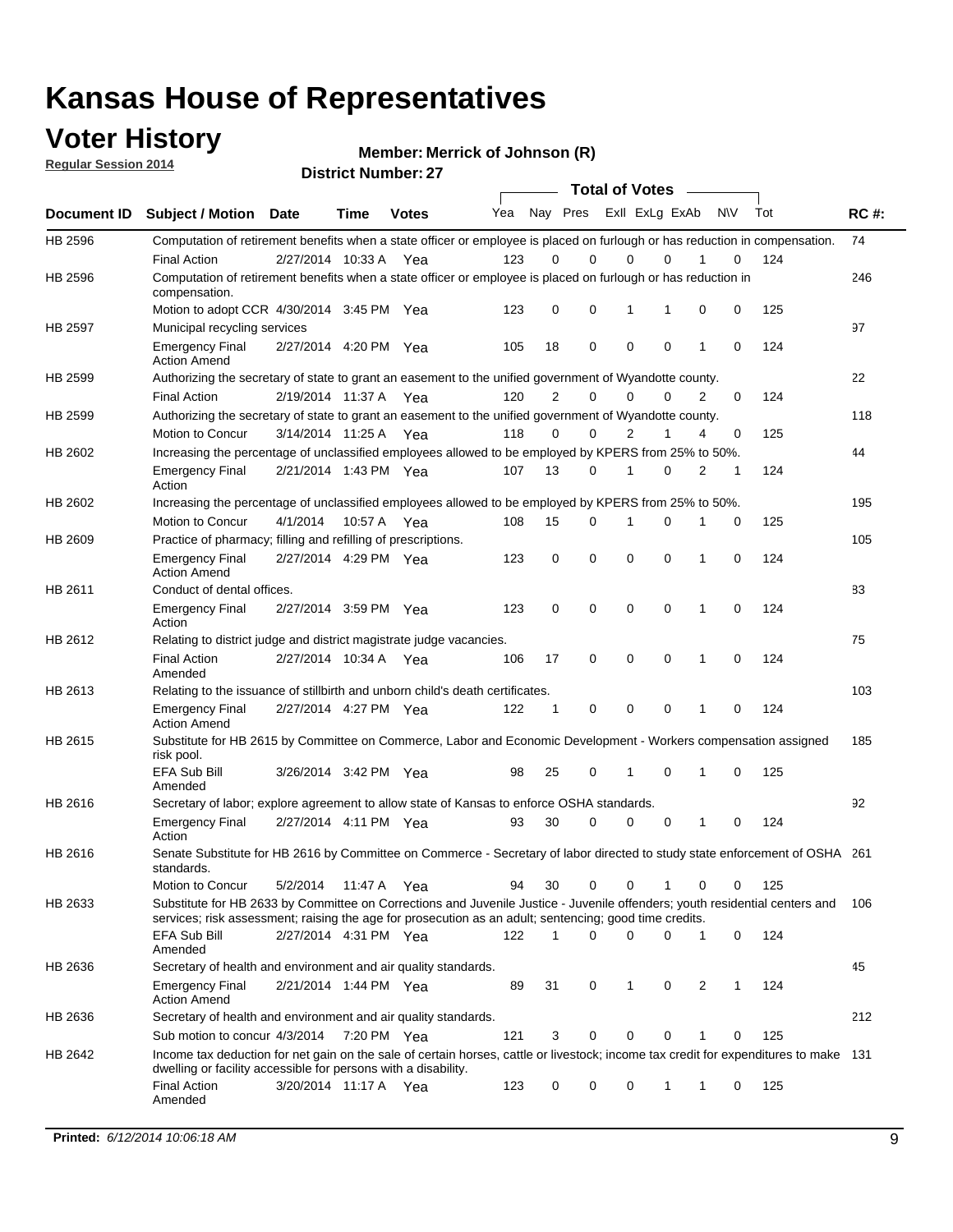# Kansas House of Representatives

## Voter History

**Regular Session 2014**

**Member: Merrick of Johnson (R)**

**District Number: 27**

| Document ID | Subject / Motion | Date | Time | Votes | Yea | Nay | Pres | ExII | ExLg | ExAb | N\V | Tot | RC #: |
|---|---|---|---|---|---|---|---|---|---|---|---|---|---|
| HB 2596 | Computation of retirement benefits when a state officer or employee is placed on furlough or has reduction in compensation. | | | | | | | | | | | | 74 |
| | Final Action | 2/27/2014 | 10:33 A | Yea | 123 | 0 | 0 | 0 | 0 | 1 | 0 | 124 | |
| HB 2596 | Computation of retirement benefits when a state officer or employee is placed on furlough or has reduction in compensation. | | | | | | | | | | | | 246 |
| | Motion to adopt CCR | 4/30/2014 | 3:45 PM | Yea | 123 | 0 | 0 | 1 | 1 | 0 | 0 | 125 | |
| HB 2597 | Municipal recycling services | | | | | | | | | | | | 97 |
| | Emergency Final Action Amend | 2/27/2014 | 4:20 PM | Yea | 105 | 18 | 0 | 0 | 0 | 1 | 0 | 124 | |
| HB 2599 | Authorizing the secretary of state to grant an easement to the unified government of Wyandotte county. | | | | | | | | | | | | 22 |
| | Final Action | 2/19/2014 | 11:37 A | Yea | 120 | 2 | 0 | 0 | 0 | 2 | 0 | 124 | |
| HB 2599 | Authorizing the secretary of state to grant an easement to the unified government of Wyandotte county. | | | | | | | | | | | | 118 |
| | Motion to Concur | 3/14/2014 | 11:25 A | Yea | 118 | 0 | 0 | 2 | 1 | 4 | 0 | 125 | |
| HB 2602 | Increasing the percentage of unclassified employees allowed to be employed by KPERS from 25% to 50%. | | | | | | | | | | | | 44 |
| | Emergency Final Action | 2/21/2014 | 1:43 PM | Yea | 107 | 13 | 0 | 1 | 0 | 2 | 1 | 124 | |
| HB 2602 | Increasing the percentage of unclassified employees allowed to be employed by KPERS from 25% to 50%. | | | | | | | | | | | | 195 |
| | Motion to Concur | 4/1/2014 | 10:57 A | Yea | 108 | 15 | 0 | 1 | 0 | 1 | 0 | 125 | |
| HB 2609 | Practice of pharmacy; filling and refilling of prescriptions. | | | | | | | | | | | | 105 |
| | Emergency Final Action Amend | 2/27/2014 | 4:29 PM | Yea | 123 | 0 | 0 | 0 | 0 | 1 | 0 | 124 | |
| HB 2611 | Conduct of dental offices. | | | | | | | | | | | | 83 |
| | Emergency Final Action | 2/27/2014 | 3:59 PM | Yea | 123 | 0 | 0 | 0 | 0 | 1 | 0 | 124 | |
| HB 2612 | Relating to district judge and district magistrate judge vacancies. | | | | | | | | | | | | 75 |
| | Final Action Amended | 2/27/2014 | 10:34 A | Yea | 106 | 17 | 0 | 0 | 0 | 1 | 0 | 124 | |
| HB 2613 | Relating to the issuance of stillbirth and unborn child's death certificates. | | | | | | | | | | | | 103 |
| | Emergency Final Action Amend | 2/27/2014 | 4:27 PM | Yea | 122 | 1 | 0 | 0 | 0 | 1 | 0 | 124 | |
| HB 2615 | Substitute for HB 2615 by Committee on Commerce, Labor and Economic Development - Workers compensation assigned risk pool. | | | | | | | | | | | | 185 |
| | EFA Sub Bill Amended | 3/26/2014 | 3:42 PM | Yea | 98 | 25 | 0 | 1 | 0 | 1 | 0 | 125 | |
| HB 2616 | Secretary of labor; explore agreement to allow state of Kansas to enforce OSHA standards. | | | | | | | | | | | | 92 |
| | Emergency Final Action | 2/27/2014 | 4:11 PM | Yea | 93 | 30 | 0 | 0 | 0 | 1 | 0 | 124 | |
| HB 2616 | Senate Substitute for HB 2616 by Committee on Commerce - Secretary of labor directed to study state enforcement of OSHA standards. | | | | | | | | | | | | 261 |
| | Motion to Concur | 5/2/2014 | 11:47 A | Yea | 94 | 30 | 0 | 0 | 1 | 0 | 0 | 125 | |
| HB 2633 | Substitute for HB 2633 by Committee on Corrections and Juvenile Justice - Juvenile offenders; youth residential centers and services; risk assessment; raising the age for prosecution as an adult; sentencing; good time credits. | | | | | | | | | | | | 106 |
| | EFA Sub Bill Amended | 2/27/2014 | 4:31 PM | Yea | 122 | 1 | 0 | 0 | 0 | 1 | 0 | 124 | |
| HB 2636 | Secretary of health and environment and air quality standards. | | | | | | | | | | | | 45 |
| | Emergency Final Action Amend | 2/21/2014 | 1:44 PM | Yea | 89 | 31 | 0 | 1 | 0 | 2 | 1 | 124 | |
| HB 2636 | Secretary of health and environment and air quality standards. | | | | | | | | | | | | 212 |
| | Sub motion to concur | 4/3/2014 | 7:20 PM | Yea | 121 | 3 | 0 | 0 | 0 | 1 | 0 | 125 | |
| HB 2642 | Income tax deduction for net gain on the sale of certain horses, cattle or livestock; income tax credit for expenditures to make dwelling or facility accessible for persons with a disability. | | | | | | | | | | | | 131 |
| | Final Action Amended | 3/20/2014 | 11:17 A | Yea | 123 | 0 | 0 | 0 | 1 | 1 | 0 | 125 | |

**Printed:** *6/12/2014 10:06:18 AM*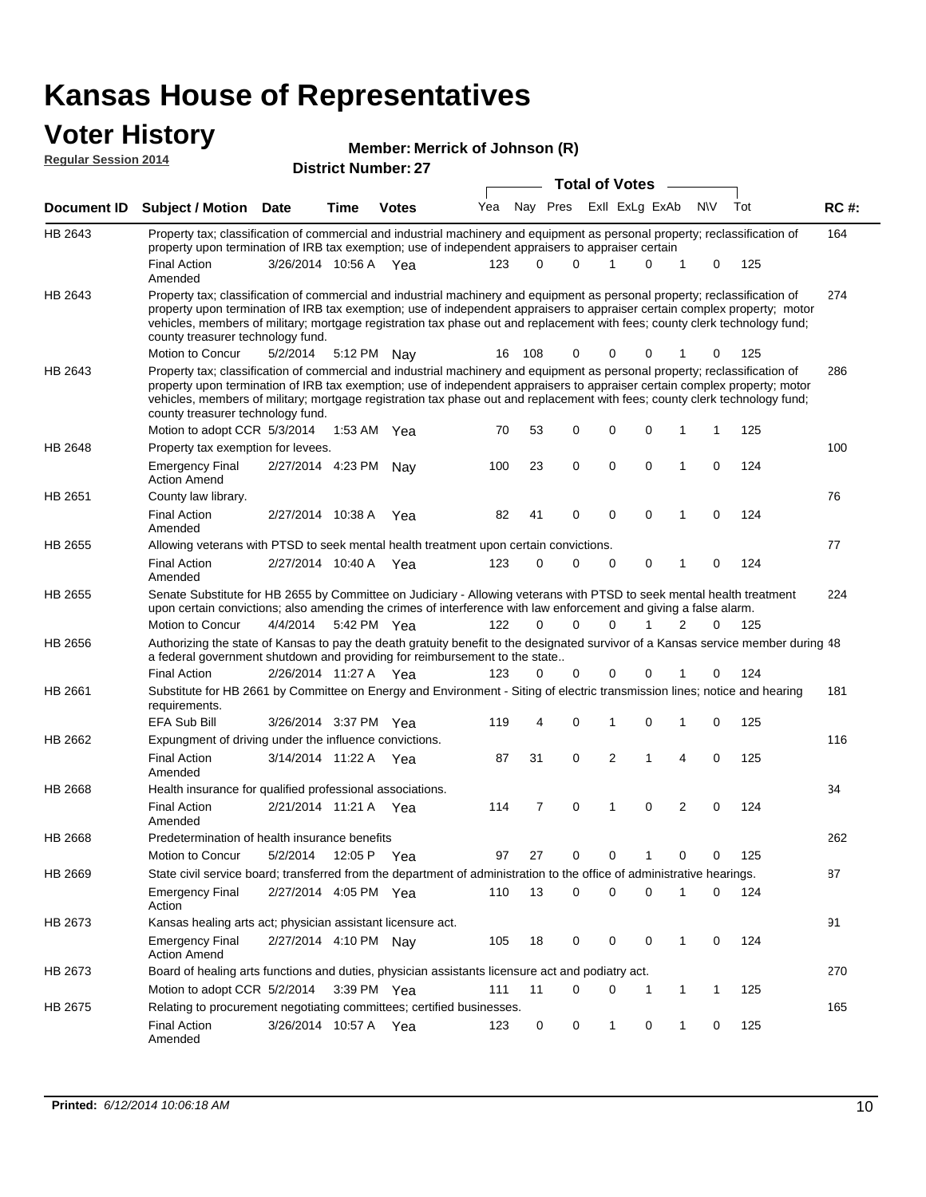# Kansas House of Representatives

## Voter History

**Regular Session 2014**

**Member: Merrick of Johnson (R)**

**District Number: 27**

| Document ID | Subject / Motion | Date | Time | Votes | Yea | Nay | Pres | ExII | ExLg | ExAb | N\V | Tot | RC #: |
|---|---|---|---|---|---|---|---|---|---|---|---|---|---|
| HB 2643 | Property tax; classification of commercial and industrial machinery and equipment as personal property; reclassification of property upon termination of IRB tax exemption; use of independent appraisers to appraiser certain | | | | | | | | | | | | 164 |
| | Final Action Amended | 3/26/2014 | 10:56 A | Yea | 123 | 0 | 0 | 1 | 0 | 1 | 0 | 125 | |
| HB 2643 | Property tax; classification of commercial and industrial machinery and equipment as personal property; reclassification of property upon termination of IRB tax exemption; use of independent appraisers to appraiser certain complex property; motor vehicles, members of military; mortgage registration tax phase out and replacement with fees; county clerk technology fund; county treasurer technology fund. | | | | | | | | | | | | 274 |
| | Motion to Concur | 5/2/2014 | 5:12 PM | Nay | 16 | 108 | 0 | 0 | 0 | 1 | 0 | 125 | |
| HB 2643 | Property tax; classification of commercial and industrial machinery and equipment as personal property; reclassification of property upon termination of IRB tax exemption; use of independent appraisers to appraiser certain complex property; motor vehicles, members of military; mortgage registration tax phase out and replacement with fees; county clerk technology fund; county treasurer technology fund. | | | | | | | | | | | | 286 |
| | Motion to adopt CCR | 5/3/2014 | 1:53 AM | Yea | 70 | 53 | 0 | 0 | 0 | 1 | 1 | 125 | |
| HB 2648 | Property tax exemption for levees. | | | | | | | | | | | | 100 |
| | Emergency Final Action Amend | 2/27/2014 | 4:23 PM | Nay | 100 | 23 | 0 | 0 | 0 | 1 | 0 | 124 | |
| HB 2651 | County law library. | | | | | | | | | | | | 76 |
| | Final Action Amended | 2/27/2014 | 10:38 A | Yea | 82 | 41 | 0 | 0 | 0 | 1 | 0 | 124 | |
| HB 2655 | Allowing veterans with PTSD to seek mental health treatment upon certain convictions. | | | | | | | | | | | | 77 |
| | Final Action Amended | 2/27/2014 | 10:40 A | Yea | 123 | 0 | 0 | 0 | 0 | 1 | 0 | 124 | |
| HB 2655 | Senate Substitute for HB 2655 by Committee on Judiciary - Allowing veterans with PTSD to seek mental health treatment upon certain convictions; also amending the crimes of interference with law enforcement and giving a false alarm. | | | | | | | | | | | | 224 |
| | Motion to Concur | 4/4/2014 | 5:42 PM | Yea | 122 | 0 | 0 | 0 | 1 | 2 | 0 | 125 | |
| HB 2656 | Authorizing the state of Kansas to pay the death gratuity benefit to the designated survivor of a Kansas service member during a federal government shutdown and providing for reimbursement to the state.. | | | | | | | | | | | | 48 |
| | Final Action | 2/26/2014 | 11:27 A | Yea | 123 | 0 | 0 | 0 | 0 | 1 | 0 | 124 | |
| HB 2661 | Substitute for HB 2661 by Committee on Energy and Environment - Siting of electric transmission lines; notice and hearing requirements. | | | | | | | | | | | | 181 |
| | EFA Sub Bill | 3/26/2014 | 3:37 PM | Yea | 119 | 4 | 0 | 1 | 0 | 1 | 0 | 125 | |
| HB 2662 | Expungment of driving under the influence convictions. | | | | | | | | | | | | 116 |
| | Final Action Amended | 3/14/2014 | 11:22 A | Yea | 87 | 31 | 0 | 2 | 1 | 4 | 0 | 125 | |
| HB 2668 | Health insurance for qualified professional associations. | | | | | | | | | | | | 34 |
| | Final Action Amended | 2/21/2014 | 11:21 A | Yea | 114 | 7 | 0 | 1 | 0 | 2 | 0 | 124 | |
| HB 2668 | Predetermination of health insurance benefits | | | | | | | | | | | | 262 |
| | Motion to Concur | 5/2/2014 | 12:05 P | Yea | 97 | 27 | 0 | 0 | 1 | 0 | 0 | 125 | |
| HB 2669 | State civil service board; transferred from the department of administration to the office of administrative hearings. | | | | | | | | | | | | 87 |
| | Emergency Final Action | 2/27/2014 | 4:05 PM | Yea | 110 | 13 | 0 | 0 | 0 | 1 | 0 | 124 | |
| HB 2673 | Kansas healing arts act; physician assistant licensure act. | | | | | | | | | | | | 91 |
| | Emergency Final Action Amend | 2/27/2014 | 4:10 PM | Nay | 105 | 18 | 0 | 0 | 0 | 1 | 0 | 124 | |
| HB 2673 | Board of healing arts functions and duties, physician assistants licensure act and podiatry act. | | | | | | | | | | | | 270 |
| | Motion to adopt CCR | 5/2/2014 | 3:39 PM | Yea | 111 | 11 | 0 | 0 | 1 | 1 | 1 | 125 | |
| HB 2675 | Relating to procurement negotiating committees; certified businesses. | | | | | | | | | | | | 165 |
| | Final Action Amended | 3/26/2014 | 10:57 A | Yea | 123 | 0 | 0 | 1 | 0 | 1 | 0 | 125 | |

**Printed:** *6/12/2014 10:06:18 AM*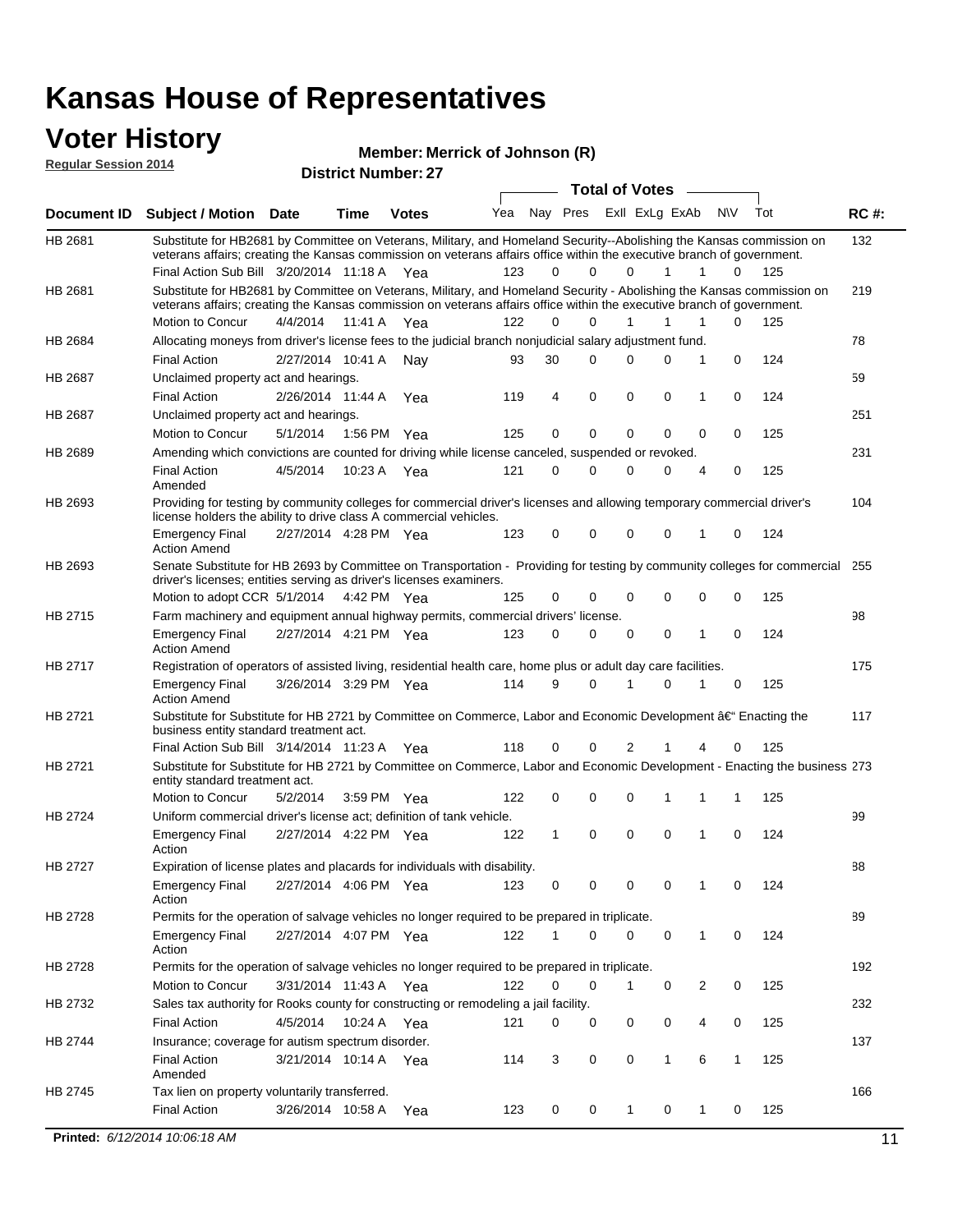# Kansas House of Representatives

## Voter History

**Regular Session 2014**

**Member: Merrick of Johnson (R)**

**District Number: 27**

| Document ID | Subject / Motion | Date | Time | Votes | Yea | Nay | Pres | ExII | ExLg | ExAb | N\V | Tot | RC #: |
|---|---|---|---|---|---|---|---|---|---|---|---|---|---|
| HB 2681 | Substitute for HB2681 by Committee on Veterans, Military, and Homeland Security--Abolishing the Kansas commission on veterans affairs; creating the Kansas commission on veterans affairs office within the executive branch of government. | | | | | | | | | | | | 132 |
| | Final Action Sub Bill | 3/20/2014 | 11:18 A | Yea | 123 | 0 | 0 | 0 | 1 | 1 | 0 | 125 | |
| HB 2681 | Substitute for HB2681 by Committee on Veterans, Military, and Homeland Security - Abolishing the Kansas commission on veterans affairs; creating the Kansas commission on veterans affairs office within the executive branch of government. | | | | | | | | | | | | 219 |
| | Motion to Concur | 4/4/2014 | 11:41 A | Yea | 122 | 0 | 0 | 1 | 1 | 1 | 0 | 125 | |
| HB 2684 | Allocating moneys from driver's license fees to the judicial branch nonjudicial salary adjustment fund. | | | | | | | | | | | | 78 |
| | Final Action | 2/27/2014 | 10:41 A | Nay | 93 | 30 | 0 | 0 | 0 | 1 | 0 | 124 | |
| HB 2687 | Unclaimed property act and hearings. | | | | | | | | | | | | 59 |
| | Final Action | 2/26/2014 | 11:44 A | Yea | 119 | 4 | 0 | 0 | 0 | 1 | 0 | 124 | |
| HB 2687 | Unclaimed property act and hearings. | | | | | | | | | | | | 251 |
| | Motion to Concur | 5/1/2014 | 1:56 PM | Yea | 125 | 0 | 0 | 0 | 0 | 0 | 0 | 125 | |
| HB 2689 | Amending which convictions are counted for driving while license canceled, suspended or revoked. | | | | | | | | | | | | 231 |
| | Final Action Amended | 4/5/2014 | 10:23 A | Yea | 121 | 0 | 0 | 0 | 0 | 4 | 0 | 125 | |
| HB 2693 | Providing for testing by community colleges for commercial driver's licenses and allowing temporary commercial driver's license holders the ability to drive class A commercial vehicles. | | | | | | | | | | | | 104 |
| | Emergency Final Action Amend | 2/27/2014 | 4:28 PM | Yea | 123 | 0 | 0 | 0 | 0 | 1 | 0 | 124 | |
| HB 2693 | Senate Substitute for HB 2693 by Committee on Transportation - Providing for testing by community colleges for commercial driver's licenses; entities serving as driver's licenses examiners. | | | | | | | | | | | | 255 |
| | Motion to adopt CCR | 5/1/2014 | 4:42 PM | Yea | 125 | 0 | 0 | 0 | 0 | 0 | 0 | 125 | |
| HB 2715 | Farm machinery and equipment annual highway permits, commercial drivers' license. | | | | | | | | | | | | 98 |
| | Emergency Final Action Amend | 2/27/2014 | 4:21 PM | Yea | 123 | 0 | 0 | 0 | 0 | 1 | 0 | 124 | |
| HB 2717 | Registration of operators of assisted living, residential health care, home plus or adult day care facilities. | | | | | | | | | | | | 175 |
| | Emergency Final Action Amend | 3/26/2014 | 3:29 PM | Yea | 114 | 9 | 0 | 1 | 0 | 1 | 0 | 125 | |
| HB 2721 | Substitute for Substitute for HB 2721 by Committee on Commerce, Labor and Economic Development â€" Enacting the business entity standard treatment act. | | | | | | | | | | | | 117 |
| | Final Action Sub Bill | 3/14/2014 | 11:23 A | Yea | 118 | 0 | 0 | 2 | 1 | 4 | 0 | 125 | |
| HB 2721 | Substitute for Substitute for HB 2721 by Committee on Commerce, Labor and Economic Development - Enacting the business entity standard treatment act. | | | | | | | | | | | | 273 |
| | Motion to Concur | 5/2/2014 | 3:59 PM | Yea | 122 | 0 | 0 | 0 | 1 | 1 | 1 | 125 | |
| HB 2724 | Uniform commercial driver's license act; definition of tank vehicle. | | | | | | | | | | | | 99 |
| | Emergency Final Action | 2/27/2014 | 4:22 PM | Yea | 122 | 1 | 0 | 0 | 0 | 1 | 0 | 124 | |
| HB 2727 | Expiration of license plates and placards for individuals with disability. | | | | | | | | | | | | 88 |
| | Emergency Final Action | 2/27/2014 | 4:06 PM | Yea | 123 | 0 | 0 | 0 | 0 | 1 | 0 | 124 | |
| HB 2728 | Permits for the operation of salvage vehicles no longer required to be prepared in triplicate. | | | | | | | | | | | | 89 |
| | Emergency Final Action | 2/27/2014 | 4:07 PM | Yea | 122 | 1 | 0 | 0 | 0 | 1 | 0 | 124 | |
| HB 2728 | Permits for the operation of salvage vehicles no longer required to be prepared in triplicate. | | | | | | | | | | | | 192 |
| | Motion to Concur | 3/31/2014 | 11:43 A | Yea | 122 | 0 | 0 | 1 | 0 | 2 | 0 | 125 | |
| HB 2732 | Sales tax authority for Rooks county for constructing or remodeling a jail facility. | | | | | | | | | | | | 232 |
| | Final Action | 4/5/2014 | 10:24 A | Yea | 121 | 0 | 0 | 0 | 0 | 4 | 0 | 125 | |
| HB 2744 | Insurance; coverage for autism spectrum disorder. | | | | | | | | | | | | 137 |
| | Final Action Amended | 3/21/2014 | 10:14 A | Yea | 114 | 3 | 0 | 0 | 1 | 6 | 1 | 125 | |
| HB 2745 | Tax lien on property voluntarily transferred. | | | | | | | | | | | | 166 |
| | Final Action | 3/26/2014 | 10:58 A | Yea | 123 | 0 | 0 | 1 | 0 | 1 | 0 | 125 | |

**Printed:** *6/12/2014 10:06:18 AM*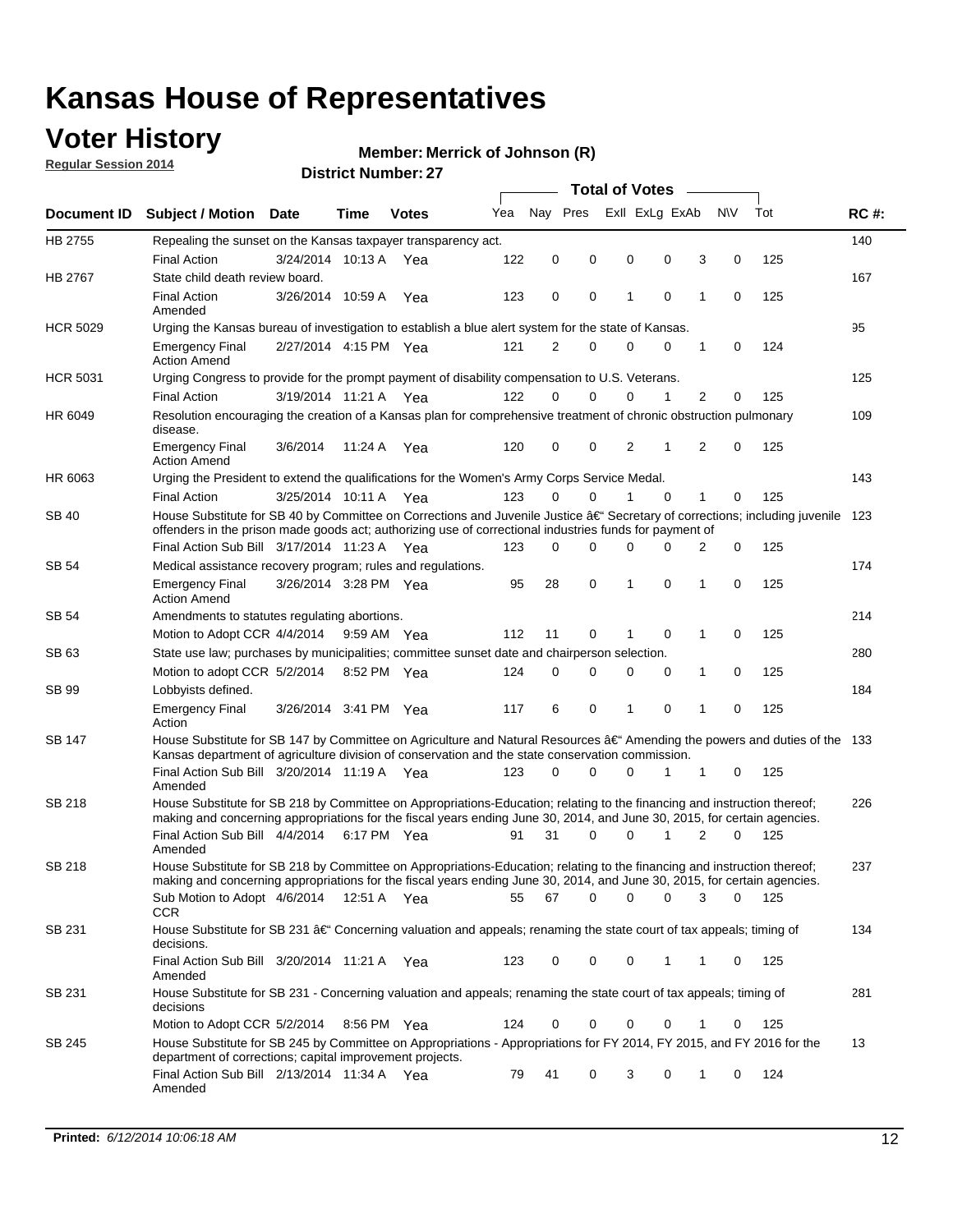# Kansas House of Representatives

## Voter History

**Regular Session 2014**

**Member: Merrick of Johnson (R)**

**District Number: 27**

| Document ID | Subject / Motion | Date | Time | Votes | Yea | Nay | Pres | ExII | ExLg | ExAb | N\V | Tot | RC #: |
|---|---|---|---|---|---|---|---|---|---|---|---|---|---|
| HB 2755 | Repealing the sunset on the Kansas taxpayer transparency act. | | | | | | | | | | | | 140 |
| | Final Action | 3/24/2014 | 10:13 A | Yea | 122 | 0 | 0 | 0 | 0 | 3 | 0 | 125 | |
| HB 2767 | State child death review board. | | | | | | | | | | | | 167 |
| | Final Action Amended | 3/26/2014 | 10:59 A | Yea | 123 | 0 | 0 | 1 | 0 | 1 | 0 | 125 | |
| HCR 5029 | Urging the Kansas bureau of investigation to establish a blue alert system for the state of Kansas. | | | | | | | | | | | | 95 |
| | Emergency Final Action Amend | 2/27/2014 | 4:15 PM | Yea | 121 | 2 | 0 | 0 | 0 | 1 | 0 | 124 | |
| HCR 5031 | Urging Congress to provide for the prompt payment of disability compensation to U.S. Veterans. | | | | | | | | | | | | 125 |
| | Final Action | 3/19/2014 | 11:21 A | Yea | 122 | 0 | 0 | 0 | 1 | 2 | 0 | 125 | |
| HR 6049 | Resolution encouraging the creation of a Kansas plan for comprehensive treatment of chronic obstruction pulmonary disease. | | | | | | | | | | | | 109 |
| | Emergency Final Action Amend | 3/6/2014 | 11:24 A | Yea | 120 | 0 | 0 | 2 | 1 | 2 | 0 | 125 | |
| HR 6063 | Urging the President to extend the qualifications for the Women's Army Corps Service Medal. | | | | | | | | | | | | 143 |
| | Final Action | 3/25/2014 | 10:11 A | Yea | 123 | 0 | 0 | 1 | 0 | 1 | 0 | 125 | |
| SB 40 | House Substitute for SB 40 by Committee on Corrections and Juvenile Justice â€" Secretary of corrections; including juvenile offenders in the prison made goods act; authorizing use of correctional industries funds for payment of | | | | | | | | | | | | 123 |
| | Final Action Sub Bill | 3/17/2014 | 11:23 A | Yea | 123 | 0 | 0 | 0 | 0 | 2 | 0 | 125 | |
| SB 54 | Medical assistance recovery program; rules and regulations. | | | | | | | | | | | | 174 |
| | Emergency Final Action Amend | 3/26/2014 | 3:28 PM | Yea | 95 | 28 | 0 | 1 | 0 | 1 | 0 | 125 | |
| SB 54 | Amendments to statutes regulating abortions. | | | | | | | | | | | | 214 |
| | Motion to Adopt CCR | 4/4/2014 | 9:59 AM | Yea | 112 | 11 | 0 | 1 | 0 | 1 | 0 | 125 | |
| SB 63 | State use law; purchases by municipalities; committee sunset date and chairperson selection. | | | | | | | | | | | | 280 |
| | Motion to adopt CCR | 5/2/2014 | 8:52 PM | Yea | 124 | 0 | 0 | 0 | 0 | 1 | 0 | 125 | |
| SB 99 | Lobbyists defined. | | | | | | | | | | | | 184 |
| | Emergency Final Action | 3/26/2014 | 3:41 PM | Yea | 117 | 6 | 0 | 1 | 0 | 1 | 0 | 125 | |
| SB 147 | House Substitute for SB 147 by Committee on Agriculture and Natural Resources â€" Amending the powers and duties of the Kansas department of agriculture division of conservation and the state conservation commission. | | | | | | | | | | | | 133 |
| | Final Action Sub Bill Amended | 3/20/2014 | 11:19 A | Yea | 123 | 0 | 0 | 0 | 1 | 1 | 0 | 125 | |
| SB 218 | House Substitute for SB 218 by Committee on Appropriations-Education; relating to the financing and instruction thereof; making and concerning appropriations for the fiscal years ending June 30, 2014, and June 30, 2015, for certain agencies. | | | | | | | | | | | | 226 |
| | Final Action Sub Bill Amended | 4/4/2014 | 6:17 PM | Yea | 91 | 31 | 0 | 0 | 1 | 2 | 0 | 125 | |
| SB 218 | House Substitute for SB 218 by Committee on Appropriations-Education; relating to the financing and instruction thereof; making and concerning appropriations for the fiscal years ending June 30, 2014, and June 30, 2015, for certain agencies. | | | | | | | | | | | | 237 |
| | Sub Motion to Adopt CCR | 4/6/2014 | 12:51 A | Yea | 55 | 67 | 0 | 0 | 0 | 3 | 0 | 125 | |
| SB 231 | House Substitute for SB 231 â€" Concerning valuation and appeals; renaming the state court of tax appeals; timing of decisions. | | | | | | | | | | | | 134 |
| | Final Action Sub Bill Amended | 3/20/2014 | 11:21 A | Yea | 123 | 0 | 0 | 0 | 1 | 1 | 0 | 125 | |
| SB 231 | House Substitute for SB 231 - Concerning valuation and appeals; renaming the state court of tax appeals; timing of decisions | | | | | | | | | | | | 281 |
| | Motion to Adopt CCR | 5/2/2014 | 8:56 PM | Yea | 124 | 0 | 0 | 0 | 0 | 1 | 0 | 125 | |
| SB 245 | House Substitute for SB 245 by Committee on Appropriations - Appropriations for FY 2014, FY 2015, and FY 2016 for the department of corrections; capital improvement projects. | | | | | | | | | | | | 13 |
| | Final Action Sub Bill Amended | 2/13/2014 | 11:34 A | Yea | 79 | 41 | 0 | 3 | 0 | 1 | 0 | 124 | |

**Printed:** *6/12/2014 10:06:18 AM*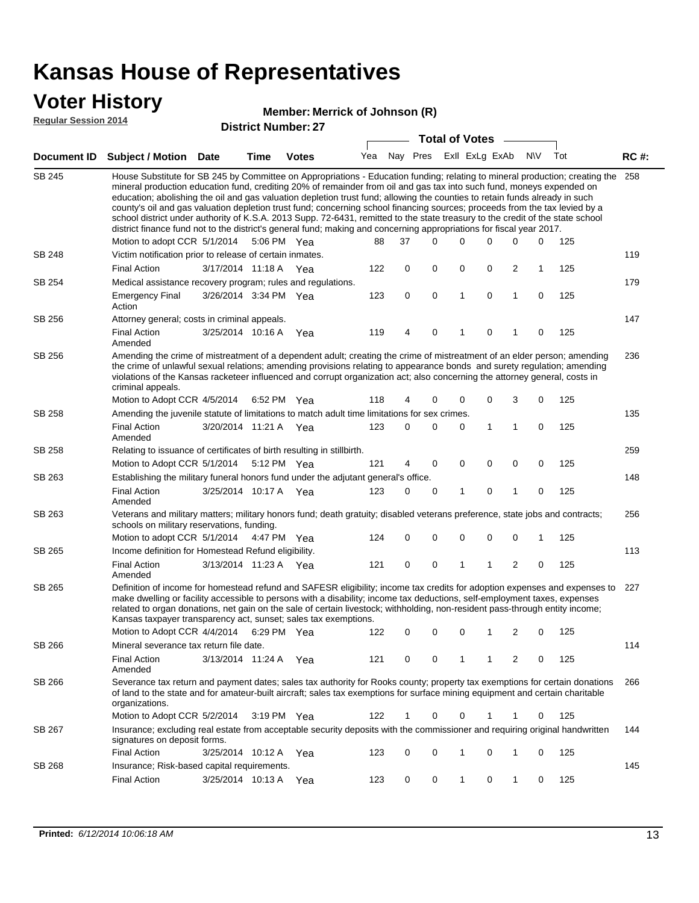# Kansas House of Representatives

## Voter History

**Regular Session 2014**

**Member: Merrick of Johnson (R)**

**District Number: 27**

| Document ID | Subject / Motion | Date | Time | Votes | Yea | Nay | Pres | ExII | ExLg | ExAb | N\V | Tot | RC #: |
|---|---|---|---|---|---|---|---|---|---|---|---|---|---|
| SB 245 | House Substitute for SB 245 by Committee on Appropriations - Education funding; relating to mineral production; creating the mineral production education fund, crediting 20% of remainder from oil and gas tax into such fund, moneys expended on education; abolishing the oil and gas valuation depletion trust fund; allowing the counties to retain funds already in such county's oil and gas valuation depletion trust fund; concerning school financing sources; proceeds from the tax levied by a school district under authority of K.S.A. 2013 Supp. 72-6431, remitted to the state treasury to the credit of the state school district finance fund not to the district's general fund; making and concerning appropriations for fiscal year 2017. | | | | | | | | | | | | 258 |
| | Motion to adopt CCR | 5/1/2014 | 5:06 PM | Yea | 88 | 37 | 0 | 0 | 0 | 0 | 0 | 125 | |
| SB 248 | Victim notification prior to release of certain inmates. | | | | | | | | | | | | 119 |
| | Final Action | 3/17/2014 | 11:18 A | Yea | 122 | 0 | 0 | 0 | 0 | 2 | 1 | 125 | |
| SB 254 | Medical assistance recovery program; rules and regulations. | | | | | | | | | | | | 179 |
| | Emergency Final Action | 3/26/2014 | 3:34 PM | Yea | 123 | 0 | 0 | 1 | 0 | 1 | 0 | 125 | |
| SB 256 | Attorney general; costs in criminal appeals. | | | | | | | | | | | | 147 |
| | Final Action Amended | 3/25/2014 | 10:16 A | Yea | 119 | 4 | 0 | 1 | 0 | 1 | 0 | 125 | |
| SB 256 | Amending the crime of mistreatment of a dependent adult; creating the crime of mistreatment of an elder person; amending the crime of unlawful sexual relations; amending provisions relating to appearance bonds and surety regulation; amending violations of the Kansas racketeer influenced and corrupt organization act; also concerning the attorney general, costs in criminal appeals. | | | | | | | | | | | | 236 |
| | Motion to Adopt CCR | 4/5/2014 | 6:52 PM | Yea | 118 | 4 | 0 | 0 | 0 | 3 | 0 | 125 | |
| SB 258 | Amending the juvenile statute of limitations to match adult time limitations for sex crimes. | | | | | | | | | | | | 135 |
| | Final Action Amended | 3/20/2014 | 11:21 A | Yea | 123 | 0 | 0 | 0 | 1 | 1 | 0 | 125 | |
| SB 258 | Relating to issuance of certificates of birth resulting in stillbirth. | | | | | | | | | | | | 259 |
| | Motion to Adopt CCR | 5/1/2014 | 5:12 PM | Yea | 121 | 4 | 0 | 0 | 0 | 0 | 0 | 125 | |
| SB 263 | Establishing the military funeral honors fund under the adjutant general's office. | | | | | | | | | | | | 148 |
| | Final Action Amended | 3/25/2014 | 10:17 A | Yea | 123 | 0 | 0 | 1 | 0 | 1 | 0 | 125 | |
| SB 263 | Veterans and military matters; military honors fund; death gratuity; disabled veterans preference, state jobs and contracts; schools on military reservations, funding. | | | | | | | | | | | | 256 |
| | Motion to adopt CCR | 5/1/2014 | 4:47 PM | Yea | 124 | 0 | 0 | 0 | 0 | 0 | 1 | 125 | |
| SB 265 | Income definition for Homestead Refund eligibility. | | | | | | | | | | | | 113 |
| | Final Action Amended | 3/13/2014 | 11:23 A | Yea | 121 | 0 | 0 | 1 | 1 | 2 | 0 | 125 | |
| SB 265 | Definition of income for homestead refund and SAFESR eligibility; income tax credits for adoption expenses and expenses to make dwelling or facility accessible to persons with a disability; income tax deductions, self-employment taxes, expenses related to organ donations, net gain on the sale of certain livestock; withholding, non-resident pass-through entity income; Kansas taxpayer transparency act, sunset; sales tax exemptions. | | | | | | | | | | | | 227 |
| | Motion to Adopt CCR | 4/4/2014 | 6:29 PM | Yea | 122 | 0 | 0 | 0 | 1 | 2 | 0 | 125 | |
| SB 266 | Mineral severance tax return file date. | | | | | | | | | | | | 114 |
| | Final Action Amended | 3/13/2014 | 11:24 A | Yea | 121 | 0 | 0 | 1 | 1 | 2 | 0 | 125 | |
| SB 266 | Severance tax return and payment dates; sales tax authority for Rooks county; property tax exemptions for certain donations of land to the state and for amateur-built aircraft; sales tax exemptions for surface mining equipment and certain charitable organizations. | | | | | | | | | | | | 266 |
| | Motion to Adopt CCR | 5/2/2014 | 3:19 PM | Yea | 122 | 1 | 0 | 0 | 1 | 1 | 0 | 125 | |
| SB 267 | Insurance; excluding real estate from acceptable security deposits with the commissioner and requiring original handwritten signatures on deposit forms. | | | | | | | | | | | | 144 |
| | Final Action | 3/25/2014 | 10:12 A | Yea | 123 | 0 | 0 | 1 | 0 | 1 | 0 | 125 | |
| SB 268 | Insurance; Risk-based capital requirements. | | | | | | | | | | | | 145 |
| | Final Action | 3/25/2014 | 10:13 A | Yea | 123 | 0 | 0 | 1 | 0 | 1 | 0 | 125 | |

**Printed:** *6/12/2014 10:06:18 AM*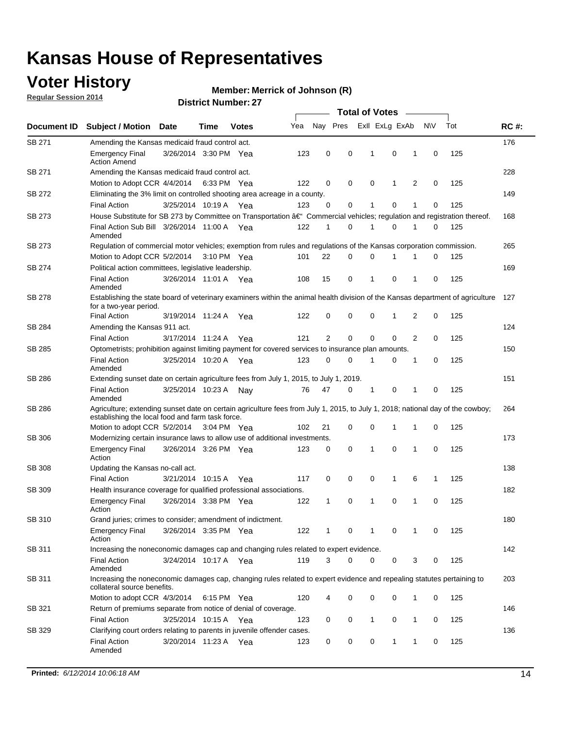# Kansas House of Representatives

## Voter History

**Regular Session 2014**

**Member: Merrick of Johnson (R)**

**District Number: 27**

| Document ID | Subject / Motion | Date | Time | Votes | Yea | Nay | Pres | ExII | ExLg | ExAb | N\V | Tot | RC #: |
|---|---|---|---|---|---|---|---|---|---|---|---|---|---|
| SB 271 | Amending the Kansas medicaid fraud control act. | | | | | | | | | | | | 176 |
| | Emergency Final Action Amend | 3/26/2014 | 3:30 PM | Yea | 123 | 0 | 0 | 1 | 0 | 1 | 0 | 125 | |
| SB 271 | Amending the Kansas medicaid fraud control act. | | | | | | | | | | | | 228 |
| | Motion to Adopt CCR | 4/4/2014 | 6:33 PM | Yea | 122 | 0 | 0 | 0 | 1 | 2 | 0 | 125 | |
| SB 272 | Eliminating the 3% limit on controlled shooting area acreage in a county. | | | | | | | | | | | | 149 |
| | Final Action | 3/25/2014 | 10:19 A | Yea | 123 | 0 | 0 | 1 | 0 | 1 | 0 | 125 | |
| SB 273 | House Substitute for SB 273 by Committee on Transportation â€“ Commercial vehicles; regulation and registration thereof. | | | | | | | | | | | | 168 |
| | Final Action Sub Bill Amended | 3/26/2014 | 11:00 A | Yea | 122 | 1 | 0 | 1 | 0 | 1 | 0 | 125 | |
| SB 273 | Regulation of commercial motor vehicles; exemption from rules and regulations of the Kansas corporation commission. | | | | | | | | | | | | 265 |
| | Motion to Adopt CCR | 5/2/2014 | 3:10 PM | Yea | 101 | 22 | 0 | 0 | 1 | 1 | 0 | 125 | |
| SB 274 | Political action committees, legislative leadership. | | | | | | | | | | | | 169 |
| | Final Action Amended | 3/26/2014 | 11:01 A | Yea | 108 | 15 | 0 | 1 | 0 | 1 | 0 | 125 | |
| SB 278 | Establishing the state board of veterinary examiners within the animal health division of the Kansas department of agriculture for a two-year period. | | | | | | | | | | | | 127 |
| | Final Action | 3/19/2014 | 11:24 A | Yea | 122 | 0 | 0 | 0 | 1 | 2 | 0 | 125 | |
| SB 284 | Amending the Kansas 911 act. | | | | | | | | | | | | 124 |
| | Final Action | 3/17/2014 | 11:24 A | Yea | 121 | 2 | 0 | 0 | 0 | 2 | 0 | 125 | |
| SB 285 | Optometrists; prohibition against limiting payment for covered services to insurance plan amounts. | | | | | | | | | | | | 150 |
| | Final Action Amended | 3/25/2014 | 10:20 A | Yea | 123 | 0 | 0 | 1 | 0 | 1 | 0 | 125 | |
| SB 286 | Extending sunset date on certain agriculture fees from July 1, 2015, to July 1, 2019. | | | | | | | | | | | | 151 |
| | Final Action Amended | 3/25/2014 | 10:23 A | Nay | 76 | 47 | 0 | 1 | 0 | 1 | 0 | 125 | |
| SB 286 | Agriculture; extending sunset date on certain agriculture fees from July 1, 2015, to July 1, 2018; national day of the cowboy; establishing the local food and farm task force. | | | | | | | | | | | | 264 |
| | Motion to adopt CCR | 5/2/2014 | 3:04 PM | Yea | 102 | 21 | 0 | 0 | 1 | 1 | 0 | 125 | |
| SB 306 | Modernizing certain insurance laws to allow use of additional investments. | | | | | | | | | | | | 173 |
| | Emergency Final Action | 3/26/2014 | 3:26 PM | Yea | 123 | 0 | 0 | 1 | 0 | 1 | 0 | 125 | |
| SB 308 | Updating the Kansas no-call act. | | | | | | | | | | | | 138 |
| | Final Action | 3/21/2014 | 10:15 A | Yea | 117 | 0 | 0 | 0 | 1 | 6 | 1 | 125 | |
| SB 309 | Health insurance coverage for qualified professional associations. | | | | | | | | | | | | 182 |
| | Emergency Final Action | 3/26/2014 | 3:38 PM | Yea | 122 | 1 | 0 | 1 | 0 | 1 | 0 | 125 | |
| SB 310 | Grand juries; crimes to consider; amendment of indictment. | | | | | | | | | | | | 180 |
| | Emergency Final Action | 3/26/2014 | 3:35 PM | Yea | 122 | 1 | 0 | 1 | 0 | 1 | 0 | 125 | |
| SB 311 | Increasing the noneconomic damages cap and changing rules related to expert evidence. | | | | | | | | | | | | 142 |
| | Final Action Amended | 3/24/2014 | 10:17 A | Yea | 119 | 3 | 0 | 0 | 0 | 3 | 0 | 125 | |
| SB 311 | Increasing the noneconomic damages cap, changing rules related to expert evidence and repealing statutes pertaining to collateral source benefits. | | | | | | | | | | | | 203 |
| | Motion to adopt CCR | 4/3/2014 | 6:15 PM | Yea | 120 | 4 | 0 | 0 | 0 | 1 | 0 | 125 | |
| SB 321 | Return of premiums separate from notice of denial of coverage. | | | | | | | | | | | | 146 |
| | Final Action | 3/25/2014 | 10:15 A | Yea | 123 | 0 | 0 | 1 | 0 | 1 | 0 | 125 | |
| SB 329 | Clarifying court orders relating to parents in juvenile offender cases. | | | | | | | | | | | | 136 |
| | Final Action Amended | 3/20/2014 | 11:23 A | Yea | 123 | 0 | 0 | 0 | 1 | 1 | 0 | 125 | |

**Printed:** *6/12/2014 10:06:18 AM*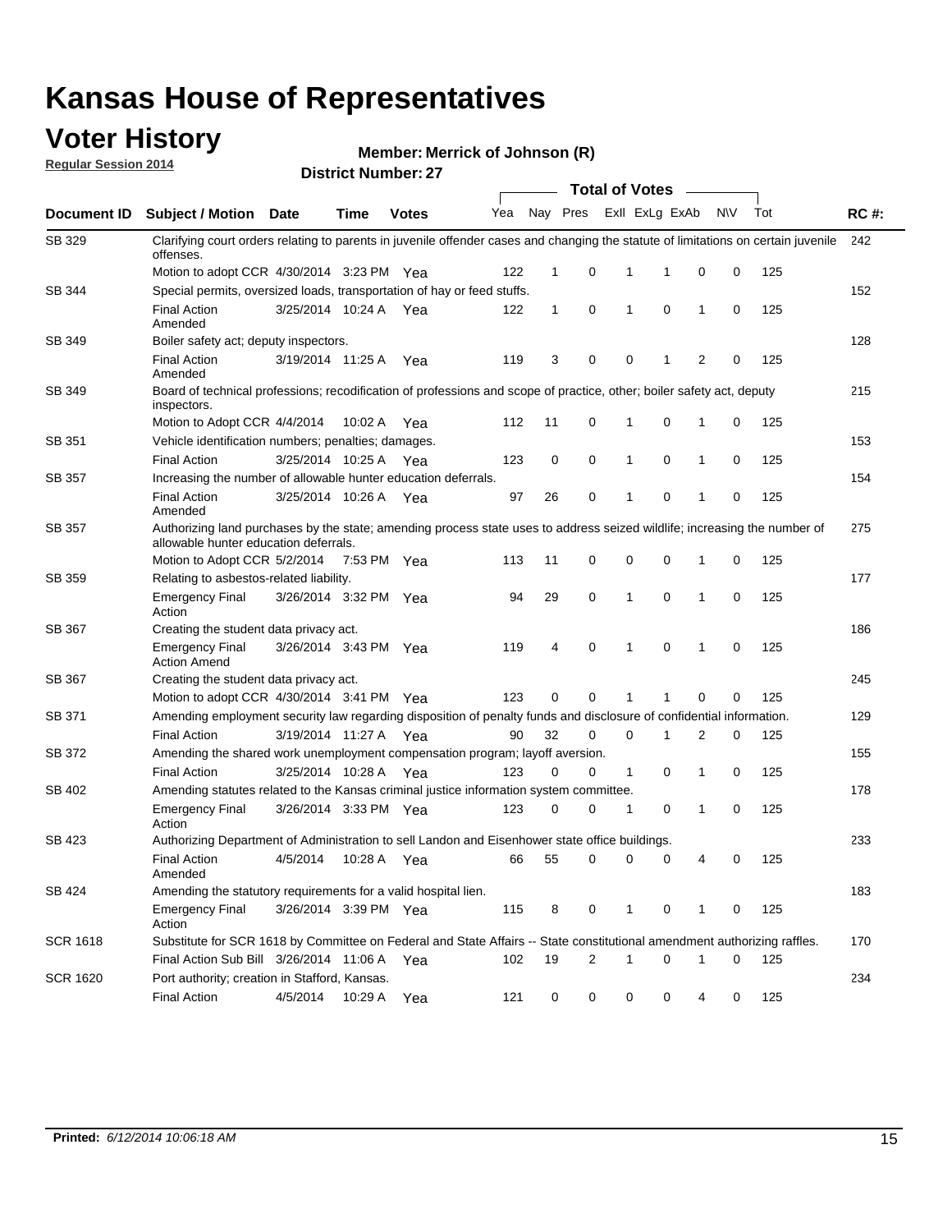# Kansas House of Representatives

## Voter History

**Regular Session 2014**

**Member: Merrick of Johnson (R)**

**District Number: 27**

| Document ID | Subject / Motion | Date | Time | Votes | Yea | Nay | Pres | ExII | ExLg | ExAb | N\V | Tot | RC #: |
|---|---|---|---|---|---|---|---|---|---|---|---|---|---|
| SB 329 | Clarifying court orders relating to parents in juvenile offender cases and changing the statute of limitations on certain juvenile offenses. | | | | | | | | | | | | 242 |
| | Motion to adopt CCR | 4/30/2014 | 3:23 PM | Yea | 122 | 1 | 0 | 1 | 1 | 0 | 0 | 125 | |
| SB 344 | Special permits, oversized loads, transportation of hay or feed stuffs. | | | | | | | | | | | | 152 |
| | Final Action Amended | 3/25/2014 | 10:24 A | Yea | 122 | 1 | 0 | 1 | 0 | 1 | 0 | 125 | |
| SB 349 | Boiler safety act; deputy inspectors. | | | | | | | | | | | | 128 |
| | Final Action Amended | 3/19/2014 | 11:25 A | Yea | 119 | 3 | 0 | 0 | 1 | 2 | 0 | 125 | |
| SB 349 | Board of technical professions; recodification of professions and scope of practice, other; boiler safety act, deputy inspectors. | | | | | | | | | | | | 215 |
| | Motion to Adopt CCR | 4/4/2014 | 10:02 A | Yea | 112 | 11 | 0 | 1 | 0 | 1 | 0 | 125 | |
| SB 351 | Vehicle identification numbers; penalties; damages. | | | | | | | | | | | | 153 |
| | Final Action | 3/25/2014 | 10:25 A | Yea | 123 | 0 | 0 | 1 | 0 | 1 | 0 | 125 | |
| SB 357 | Increasing the number of allowable hunter education deferrals. | | | | | | | | | | | | 154 |
| | Final Action Amended | 3/25/2014 | 10:26 A | Yea | 97 | 26 | 0 | 1 | 0 | 1 | 0 | 125 | |
| SB 357 | Authorizing land purchases by the state; amending process state uses to address seized wildlife; increasing the number of allowable hunter education deferrals. | | | | | | | | | | | | 275 |
| | Motion to Adopt CCR | 5/2/2014 | 7:53 PM | Yea | 113 | 11 | 0 | 0 | 0 | 1 | 0 | 125 | |
| SB 359 | Relating to asbestos-related liability. | | | | | | | | | | | | 177 |
| | Emergency Final Action | 3/26/2014 | 3:32 PM | Yea | 94 | 29 | 0 | 1 | 0 | 1 | 0 | 125 | |
| SB 367 | Creating the student data privacy act. | | | | | | | | | | | | 186 |
| | Emergency Final Action Amend | 3/26/2014 | 3:43 PM | Yea | 119 | 4 | 0 | 1 | 0 | 1 | 0 | 125 | |
| SB 367 | Creating the student data privacy act. | | | | | | | | | | | | 245 |
| | Motion to adopt CCR | 4/30/2014 | 3:41 PM | Yea | 123 | 0 | 0 | 1 | 1 | 0 | 0 | 125 | |
| SB 371 | Amending employment security law regarding disposition of penalty funds and disclosure of confidential information. | | | | | | | | | | | | 129 |
| | Final Action | 3/19/2014 | 11:27 A | Yea | 90 | 32 | 0 | 0 | 1 | 2 | 0 | 125 | |
| SB 372 | Amending the shared work unemployment compensation program; layoff aversion. | | | | | | | | | | | | 155 |
| | Final Action | 3/25/2014 | 10:28 A | Yea | 123 | 0 | 0 | 1 | 0 | 1 | 0 | 125 | |
| SB 402 | Amending statutes related to the Kansas criminal justice information system committee. | | | | | | | | | | | | 178 |
| | Emergency Final Action | 3/26/2014 | 3:33 PM | Yea | 123 | 0 | 0 | 1 | 0 | 1 | 0 | 125 | |
| SB 423 | Authorizing Department of Administration to sell Landon and Eisenhower state office buildings. | | | | | | | | | | | | 233 |
| | Final Action Amended | 4/5/2014 | 10:28 A | Yea | 66 | 55 | 0 | 0 | 0 | 4 | 0 | 125 | |
| SB 424 | Amending the statutory requirements for a valid hospital lien. | | | | | | | | | | | | 183 |
| | Emergency Final Action | 3/26/2014 | 3:39 PM | Yea | 115 | 8 | 0 | 1 | 0 | 1 | 0 | 125 | |
| SCR 1618 | Substitute for SCR 1618 by Committee on Federal and State Affairs -- State constitutional amendment authorizing raffles. | | | | | | | | | | | | 170 |
| | Final Action Sub Bill | 3/26/2014 | 11:06 A | Yea | 102 | 19 | 2 | 1 | 0 | 1 | 0 | 125 | |
| SCR 1620 | Port authority; creation in Stafford, Kansas. | | | | | | | | | | | | 234 |
| | Final Action | 4/5/2014 | 10:29 A | Yea | 121 | 0 | 0 | 0 | 0 | 4 | 0 | 125 | |

**Printed:** *6/12/2014 10:06:18 AM*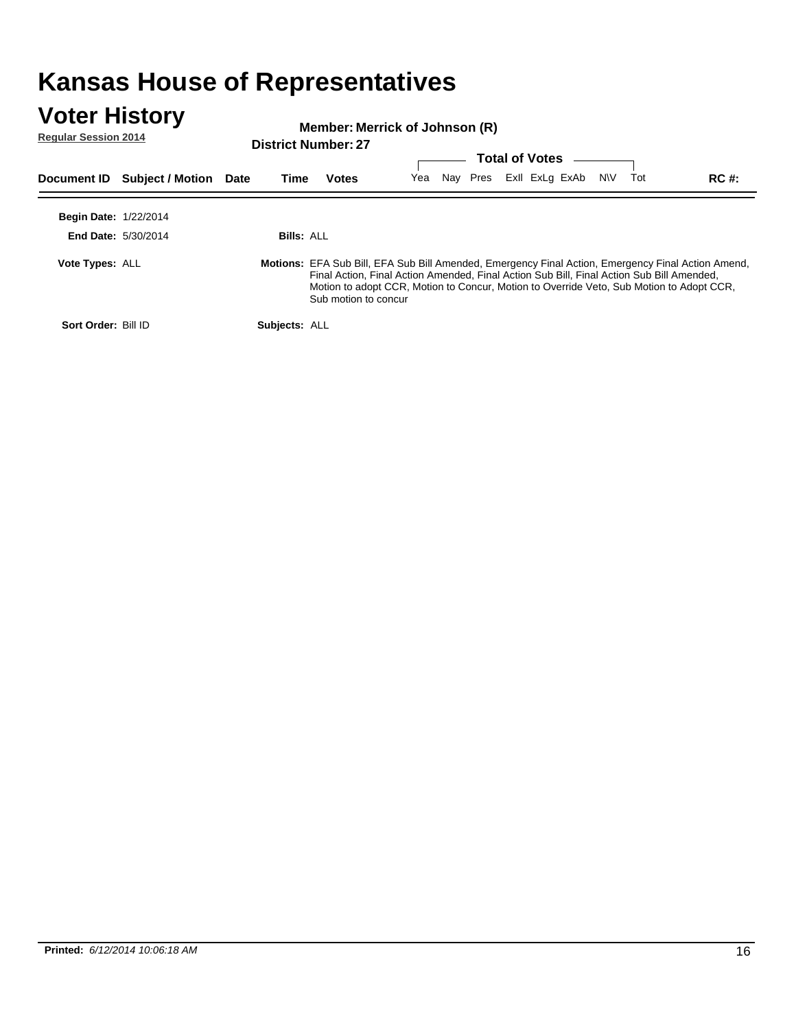# Kansas House of Representatives

## Voter History

Regular Session 2014

**Member: Merrick of Johnson (R)**

**District Number: 27**

| Document ID | Subject / Motion | Date | Time | Votes | Yea | Nay | Pres | ExII | ExLg | ExAb | N\V | Tot | RC #: |
|---|---|---|---|---|---|---|---|---|---|---|---|---|---|

**Begin Date:** 1/22/2014

**End Date:** 5/30/2014

**Bills:** ALL

**Vote Types:** ALL

**Motions:** EFA Sub Bill, EFA Sub Bill Amended, Emergency Final Action, Emergency Final Action Amend, Final Action, Final Action Amended, Final Action Sub Bill, Final Action Sub Bill Amended, Motion to adopt CCR, Motion to Concur, Motion to Override Veto, Sub Motion to Adopt CCR, Sub motion to concur

**Sort Order:** Bill ID

**Subjects:** ALL

**Printed:** *6/12/2014 10:06:18 AM*